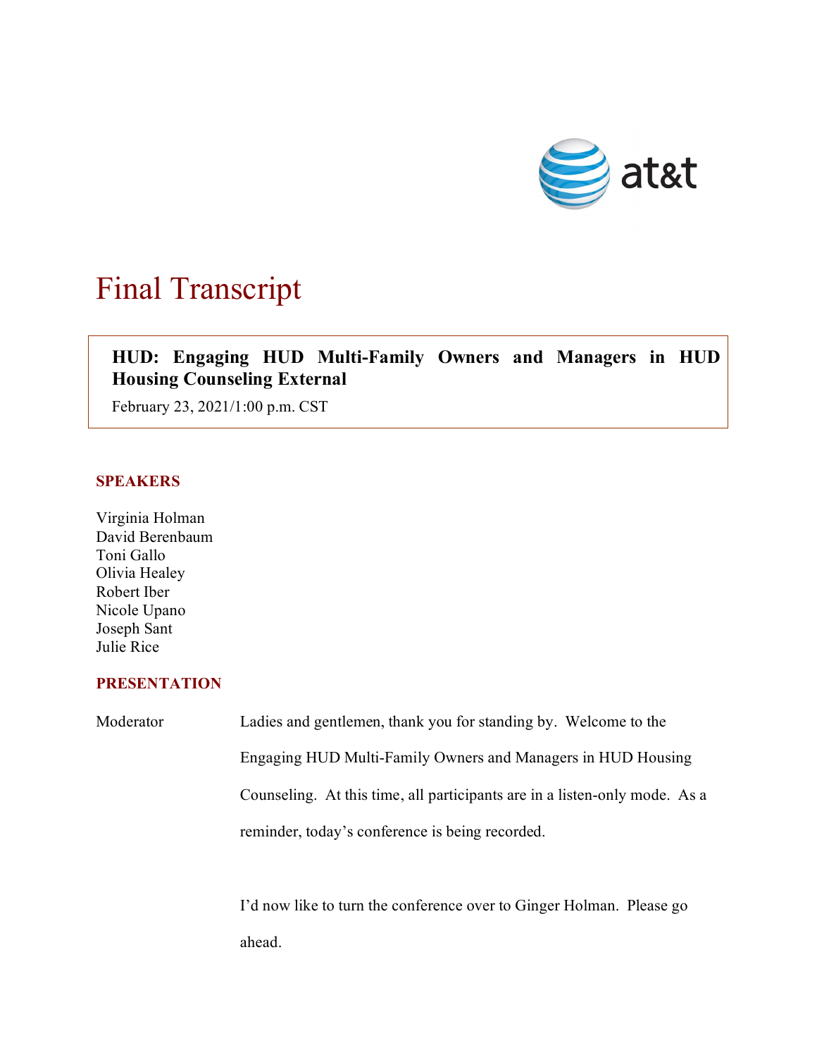# Final Transcript

**HUD: Engaging HUD Multi-Family Owners and Managers in HUD Housing Counseling External**

February 23, 2021/1:00 p.m. CST

## SPEAKERS

Virginia Holman
David Berenbaum
Toni Gallo
Olivia Healey
Robert Iber
Nicole Upano
Joseph Sant
Julie Rice

## PRESENTATION

Moderator: Ladies and gentlemen, thank you for standing by. Welcome to the Engaging HUD Multi-Family Owners and Managers in HUD Housing Counseling. At this time, all participants are in a listen-only mode. As a reminder, today's conference is being recorded.

I'd now like to turn the conference over to Ginger Holman. Please go ahead.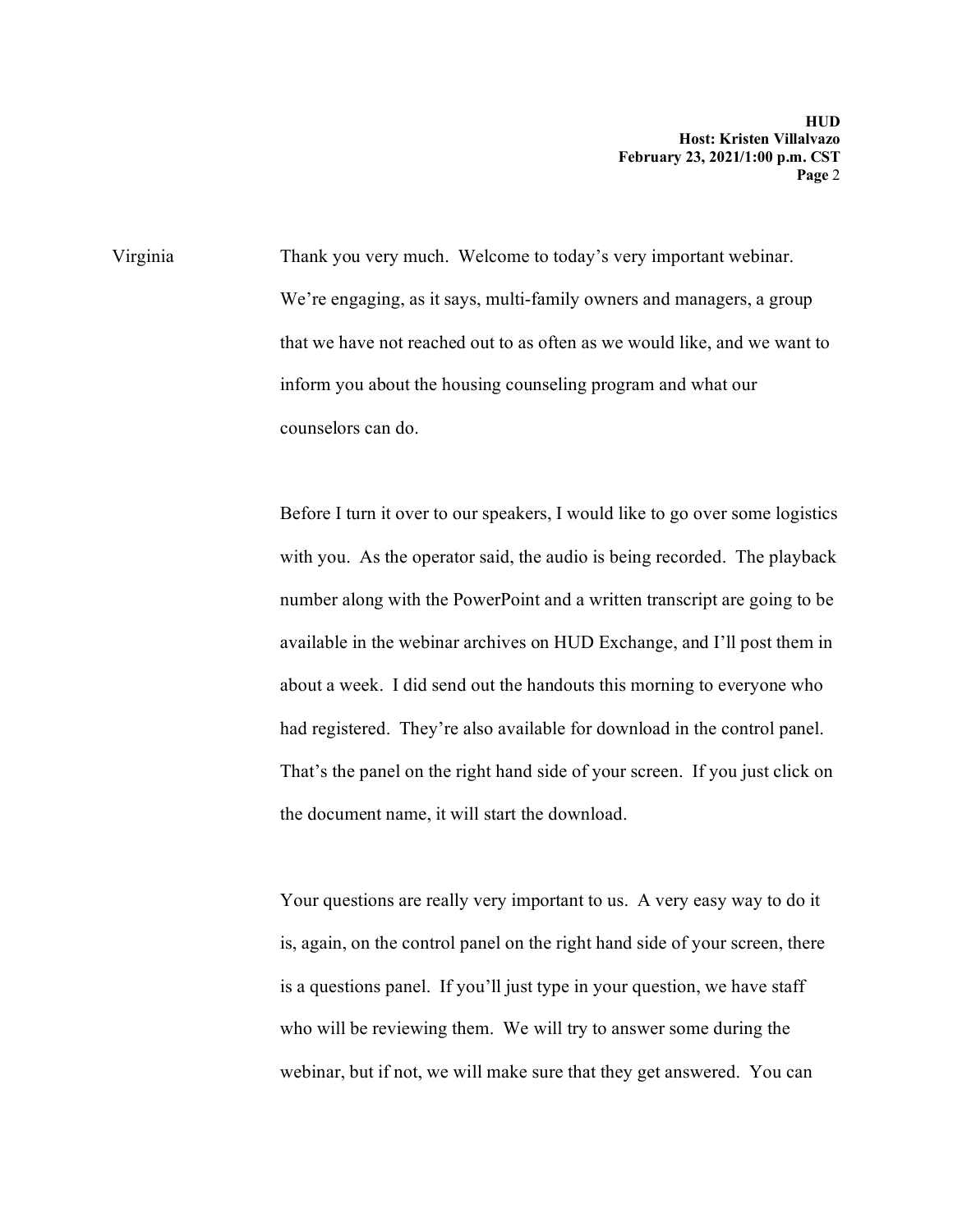Virginia Thank you very much. Welcome to today's very important webinar. We're engaging, as it says, multi-family owners and managers, a group that we have not reached out to as often as we would like, and we want to inform you about the housing counseling program and what our counselors can do.

Before I turn it over to our speakers, I would like to go over some logistics with you. As the operator said, the audio is being recorded. The playback number along with the PowerPoint and a written transcript are going to be available in the webinar archives on HUD Exchange, and I'll post them in about a week. I did send out the handouts this morning to everyone who had registered. They're also available for download in the control panel. That's the panel on the right hand side of your screen. If you just click on the document name, it will start the download.

Your questions are really very important to us. A very easy way to do it is, again, on the control panel on the right hand side of your screen, there is a questions panel. If you'll just type in your question, we have staff who will be reviewing them. We will try to answer some during the webinar, but if not, we will make sure that they get answered. You can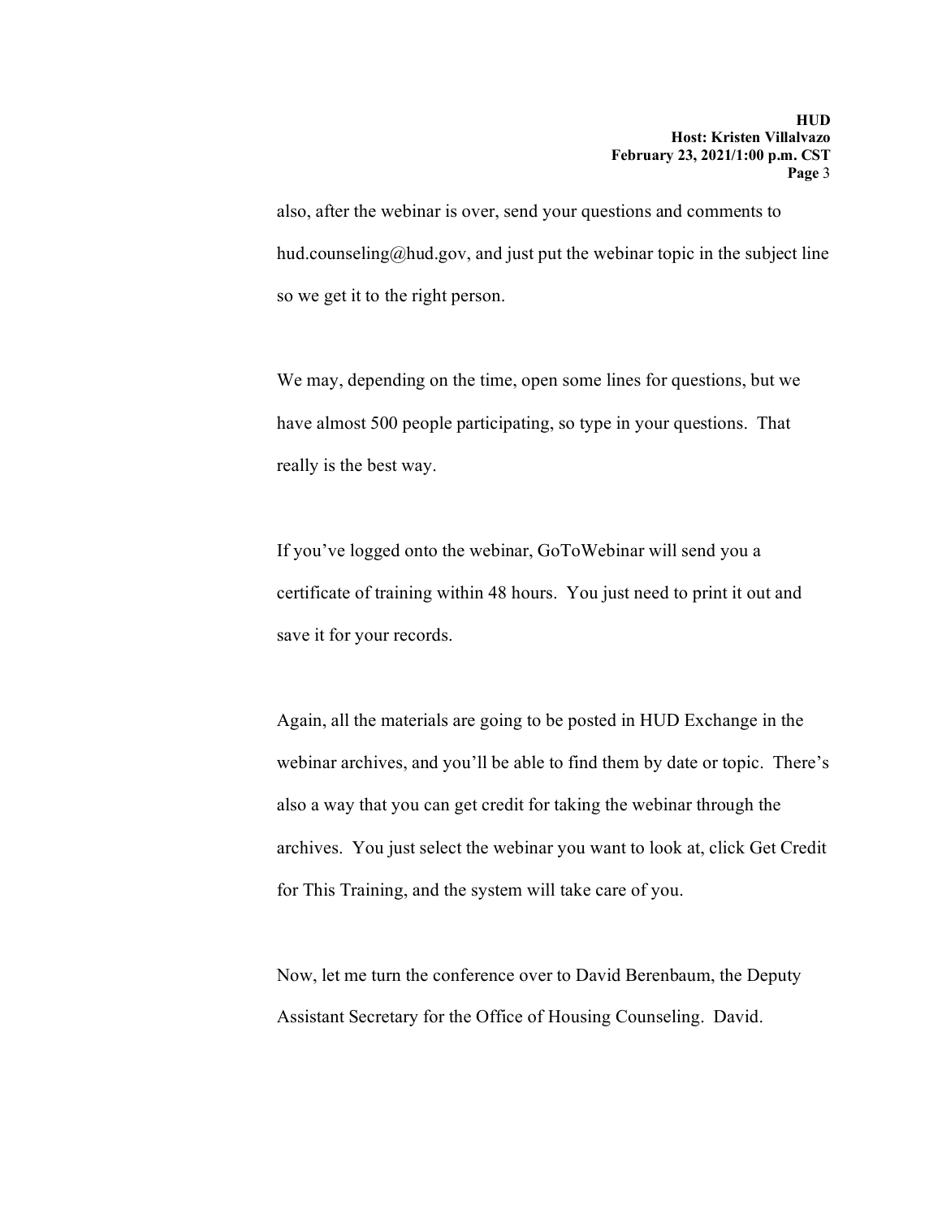also, after the webinar is over, send your questions and comments to hud.counseling@hud.gov, and just put the webinar topic in the subject line so we get it to the right person.

We may, depending on the time, open some lines for questions, but we have almost 500 people participating, so type in your questions. That really is the best way.

If you've logged onto the webinar, GoToWebinar will send you a certificate of training within 48 hours. You just need to print it out and save it for your records.

Again, all the materials are going to be posted in HUD Exchange in the webinar archives, and you'll be able to find them by date or topic. There's also a way that you can get credit for taking the webinar through the archives. You just select the webinar you want to look at, click Get Credit for This Training, and the system will take care of you.

Now, let me turn the conference over to David Berenbaum, the Deputy Assistant Secretary for the Office of Housing Counseling. David.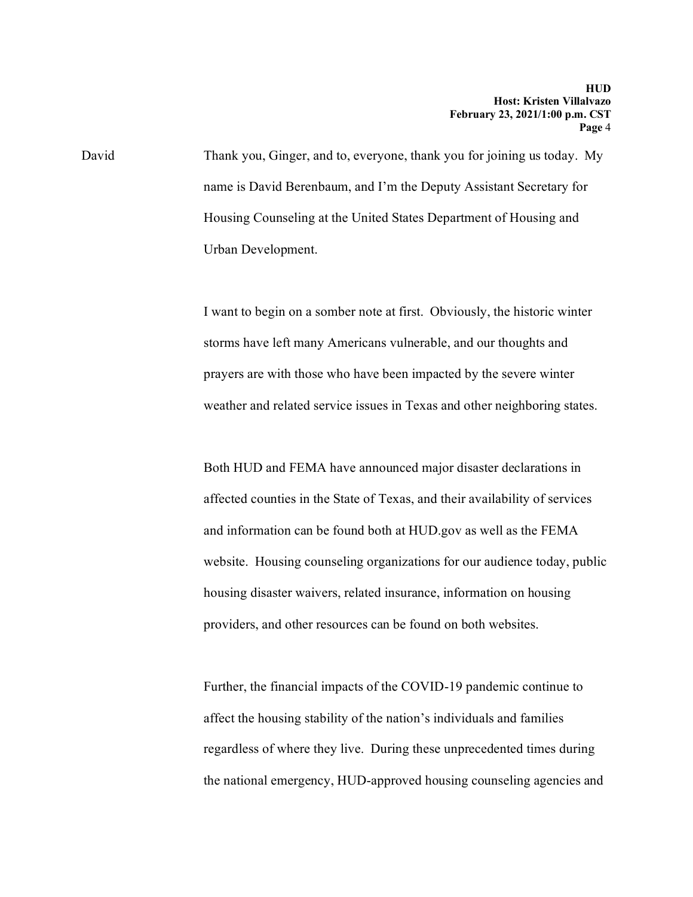David Thank you, Ginger, and to, everyone, thank you for joining us today. My name is David Berenbaum, and I'm the Deputy Assistant Secretary for Housing Counseling at the United States Department of Housing and Urban Development.

I want to begin on a somber note at first. Obviously, the historic winter storms have left many Americans vulnerable, and our thoughts and prayers are with those who have been impacted by the severe winter weather and related service issues in Texas and other neighboring states.

Both HUD and FEMA have announced major disaster declarations in affected counties in the State of Texas, and their availability of services and information can be found both at HUD.gov as well as the FEMA website. Housing counseling organizations for our audience today, public housing disaster waivers, related insurance, information on housing providers, and other resources can be found on both websites.

Further, the financial impacts of the COVID-19 pandemic continue to affect the housing stability of the nation's individuals and families regardless of where they live. During these unprecedented times during the national emergency, HUD-approved housing counseling agencies and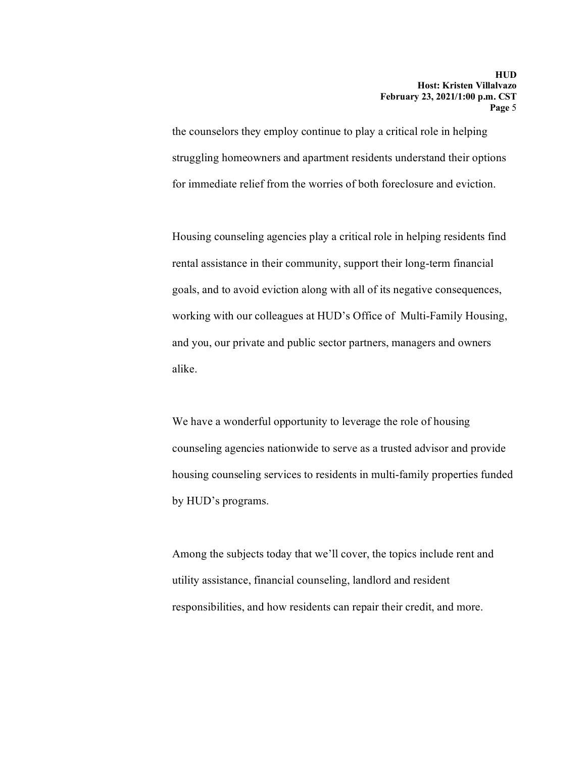the counselors they employ continue to play a critical role in helping struggling homeowners and apartment residents understand their options for immediate relief from the worries of both foreclosure and eviction.

Housing counseling agencies play a critical role in helping residents find rental assistance in their community, support their long-term financial goals, and to avoid eviction along with all of its negative consequences, working with our colleagues at HUD's Office of Multi-Family Housing, and you, our private and public sector partners, managers and owners alike.

We have a wonderful opportunity to leverage the role of housing counseling agencies nationwide to serve as a trusted advisor and provide housing counseling services to residents in multi-family properties funded by HUD's programs.

Among the subjects today that we'll cover, the topics include rent and utility assistance, financial counseling, landlord and resident responsibilities, and how residents can repair their credit, and more.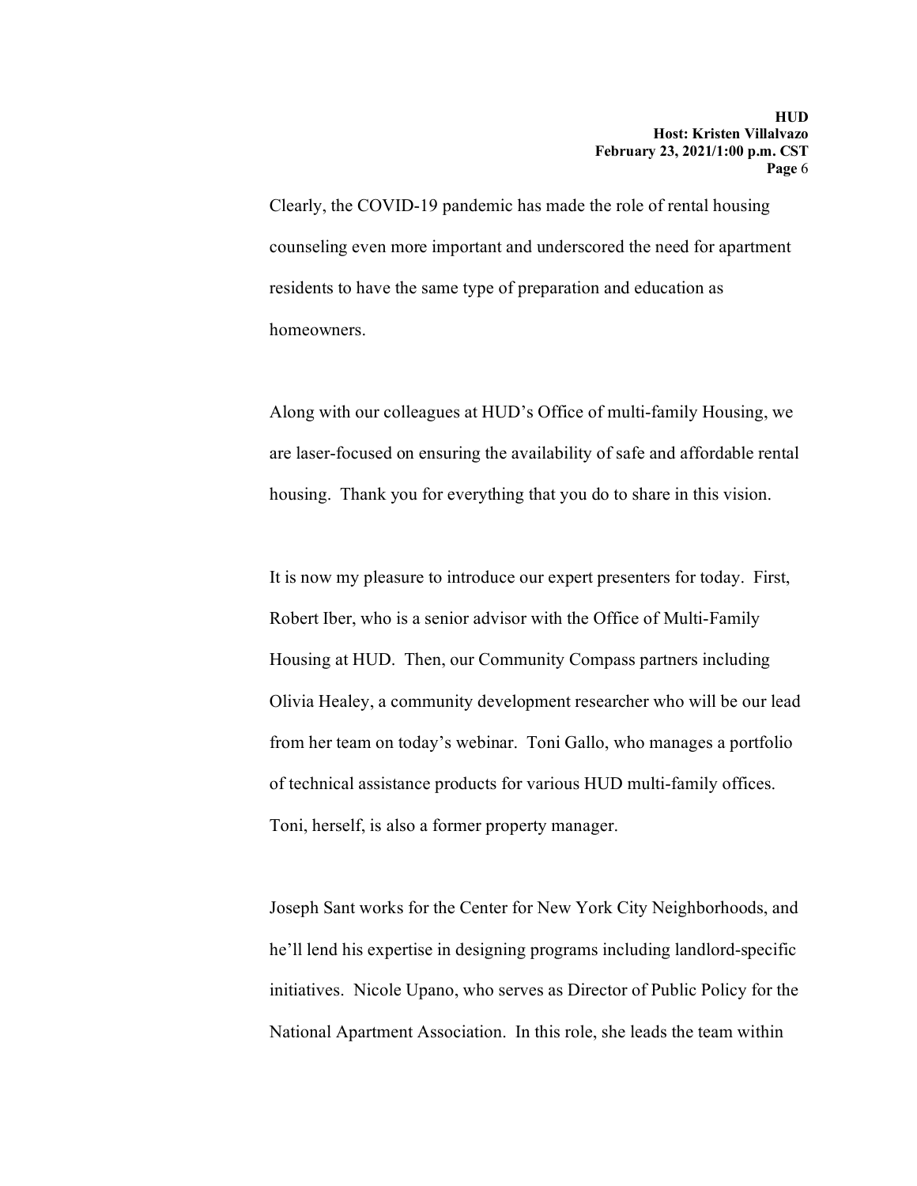Clearly, the COVID-19 pandemic has made the role of rental housing counseling even more important and underscored the need for apartment residents to have the same type of preparation and education as homeowners.

Along with our colleagues at HUD's Office of multi-family Housing, we are laser-focused on ensuring the availability of safe and affordable rental housing. Thank you for everything that you do to share in this vision.

It is now my pleasure to introduce our expert presenters for today. First, Robert Iber, who is a senior advisor with the Office of Multi-Family Housing at HUD. Then, our Community Compass partners including Olivia Healey, a community development researcher who will be our lead from her team on today's webinar. Toni Gallo, who manages a portfolio of technical assistance products for various HUD multi-family offices. Toni, herself, is also a former property manager.

Joseph Sant works for the Center for New York City Neighborhoods, and he'll lend his expertise in designing programs including landlord-specific initiatives. Nicole Upano, who serves as Director of Public Policy for the National Apartment Association. In this role, she leads the team within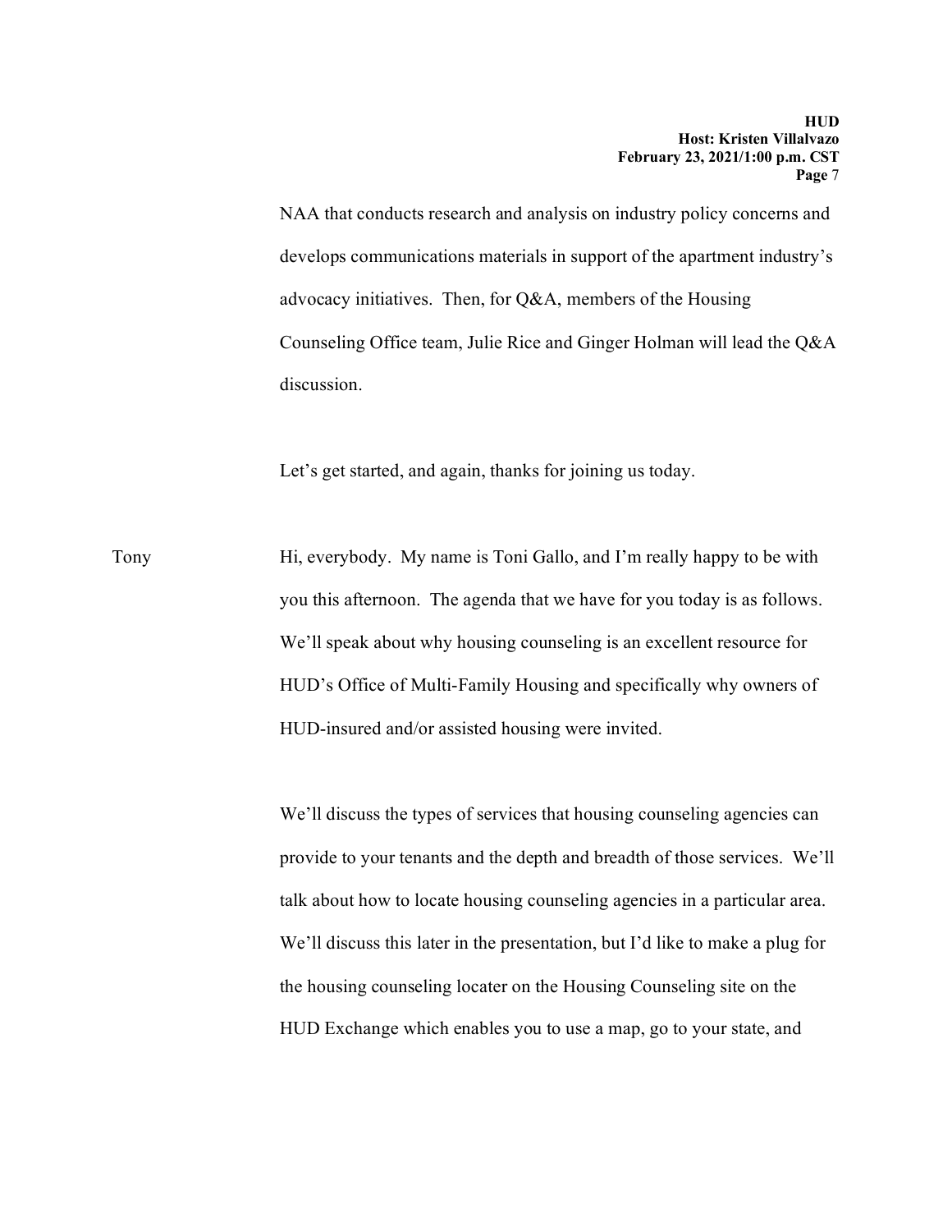NAA that conducts research and analysis on industry policy concerns and develops communications materials in support of the apartment industry's advocacy initiatives. Then, for Q&A, members of the Housing Counseling Office team, Julie Rice and Ginger Holman will lead the Q&A discussion.

Let's get started, and again, thanks for joining us today.

Tony: Hi, everybody. My name is Toni Gallo, and I'm really happy to be with you this afternoon. The agenda that we have for you today is as follows. We'll speak about why housing counseling is an excellent resource for HUD's Office of Multi-Family Housing and specifically why owners of HUD-insured and/or assisted housing were invited.

We'll discuss the types of services that housing counseling agencies can provide to your tenants and the depth and breadth of those services. We'll talk about how to locate housing counseling agencies in a particular area. We'll discuss this later in the presentation, but I'd like to make a plug for the housing counseling locater on the Housing Counseling site on the HUD Exchange which enables you to use a map, go to your state, and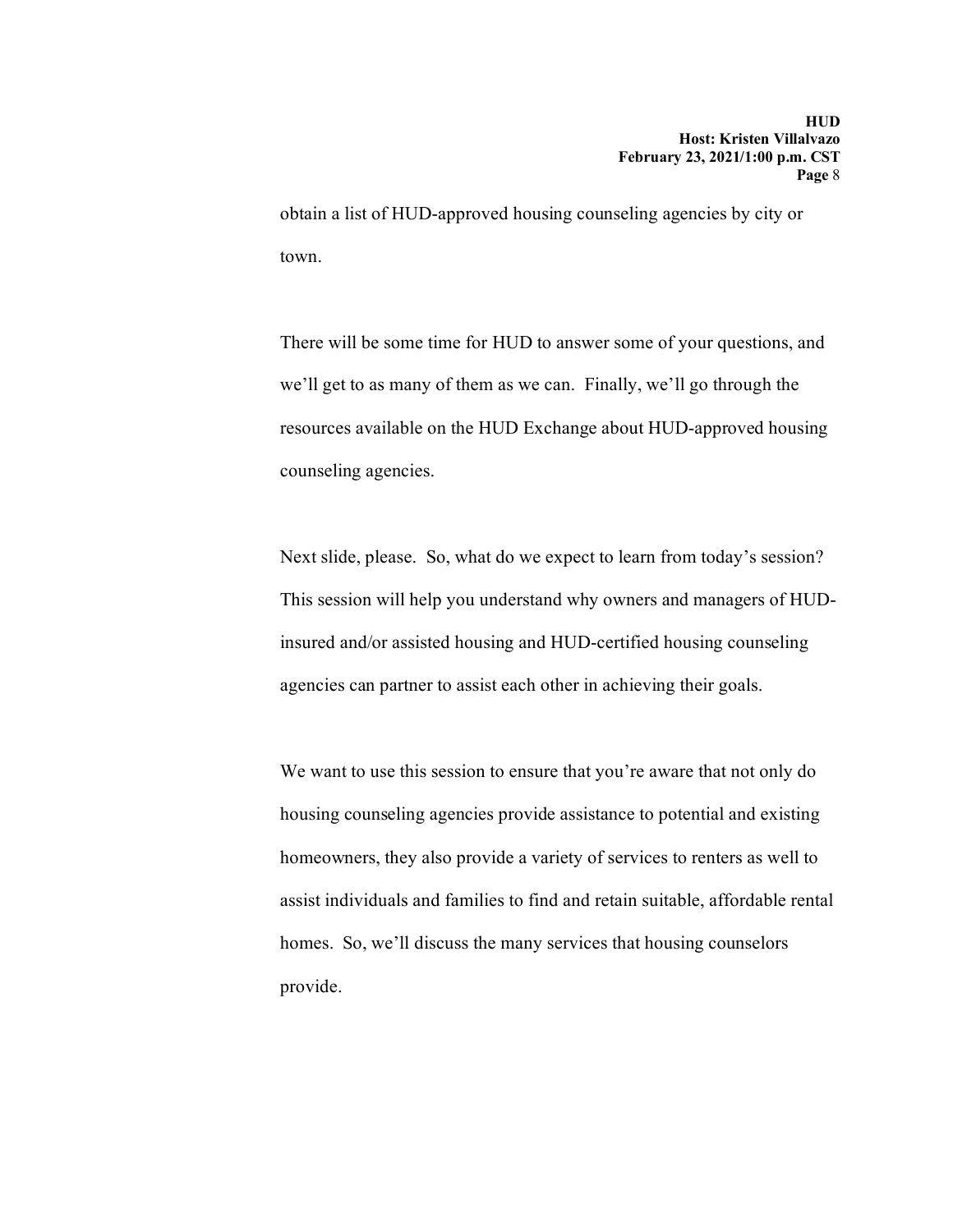obtain a list of HUD-approved housing counseling agencies by city or town.

There will be some time for HUD to answer some of your questions, and we'll get to as many of them as we can. Finally, we'll go through the resources available on the HUD Exchange about HUD-approved housing counseling agencies.

Next slide, please. So, what do we expect to learn from today's session? This session will help you understand why owners and managers of HUD-insured and/or assisted housing and HUD-certified housing counseling agencies can partner to assist each other in achieving their goals.

We want to use this session to ensure that you're aware that not only do housing counseling agencies provide assistance to potential and existing homeowners, they also provide a variety of services to renters as well to assist individuals and families to find and retain suitable, affordable rental homes. So, we'll discuss the many services that housing counselors provide.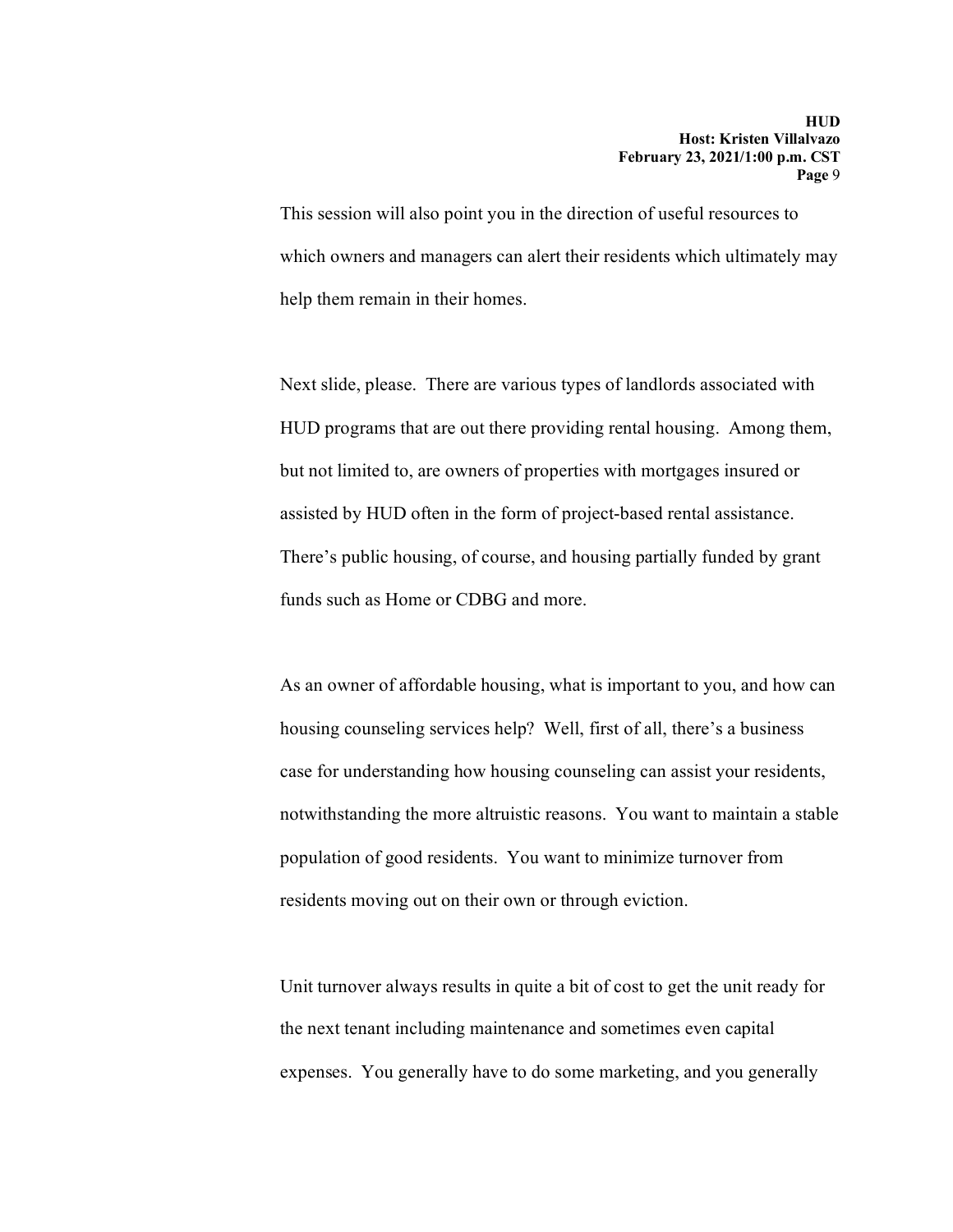This session will also point you in the direction of useful resources to which owners and managers can alert their residents which ultimately may help them remain in their homes.

Next slide, please. There are various types of landlords associated with HUD programs that are out there providing rental housing. Among them, but not limited to, are owners of properties with mortgages insured or assisted by HUD often in the form of project-based rental assistance. There's public housing, of course, and housing partially funded by grant funds such as Home or CDBG and more.

As an owner of affordable housing, what is important to you, and how can housing counseling services help? Well, first of all, there's a business case for understanding how housing counseling can assist your residents, notwithstanding the more altruistic reasons. You want to maintain a stable population of good residents. You want to minimize turnover from residents moving out on their own or through eviction.

Unit turnover always results in quite a bit of cost to get the unit ready for the next tenant including maintenance and sometimes even capital expenses. You generally have to do some marketing, and you generally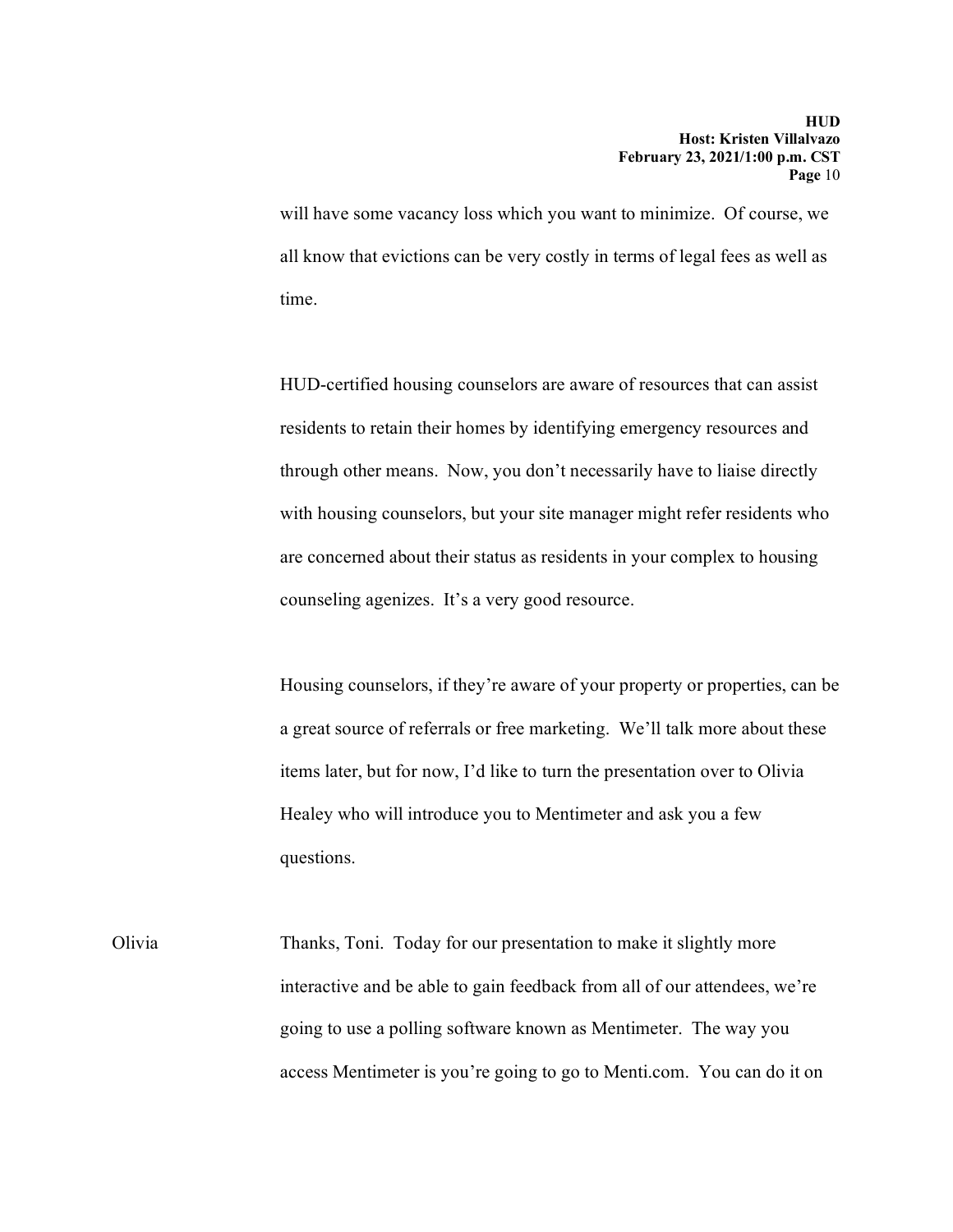will have some vacancy loss which you want to minimize. Of course, we all know that evictions can be very costly in terms of legal fees as well as time.

HUD-certified housing counselors are aware of resources that can assist residents to retain their homes by identifying emergency resources and through other means. Now, you don't necessarily have to liaise directly with housing counselors, but your site manager might refer residents who are concerned about their status as residents in your complex to housing counseling agenizes. It's a very good resource.

Housing counselors, if they're aware of your property or properties, can be a great source of referrals or free marketing. We'll talk more about these items later, but for now, I'd like to turn the presentation over to Olivia Healey who will introduce you to Mentimeter and ask you a few questions.

Olivia Thanks, Toni. Today for our presentation to make it slightly more interactive and be able to gain feedback from all of our attendees, we're going to use a polling software known as Mentimeter. The way you access Mentimeter is you're going to go to Menti.com. You can do it on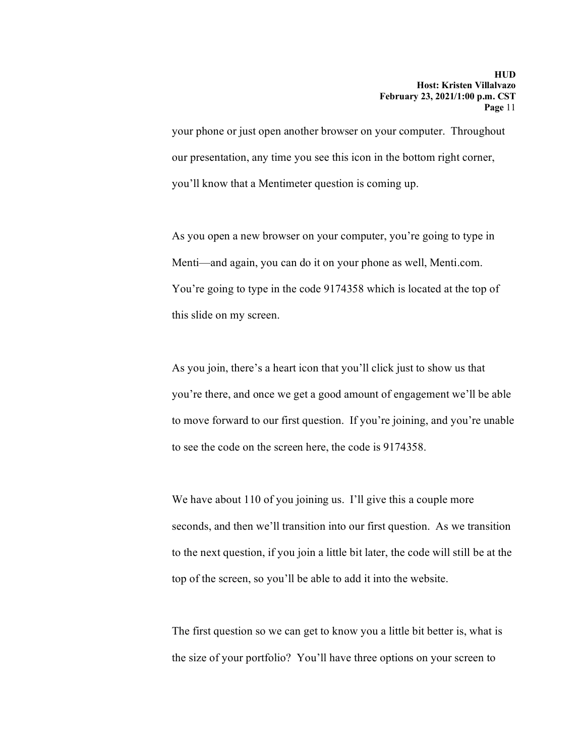your phone or just open another browser on your computer. Throughout our presentation, any time you see this icon in the bottom right corner, you'll know that a Mentimeter question is coming up.

As you open a new browser on your computer, you're going to type in Menti—and again, you can do it on your phone as well, Menti.com. You're going to type in the code 9174358 which is located at the top of this slide on my screen.

As you join, there's a heart icon that you'll click just to show us that you're there, and once we get a good amount of engagement we'll be able to move forward to our first question. If you're joining, and you're unable to see the code on the screen here, the code is 9174358.

We have about 110 of you joining us. I'll give this a couple more seconds, and then we'll transition into our first question. As we transition to the next question, if you join a little bit later, the code will still be at the top of the screen, so you'll be able to add it into the website.

The first question so we can get to know you a little bit better is, what is the size of your portfolio? You'll have three options on your screen to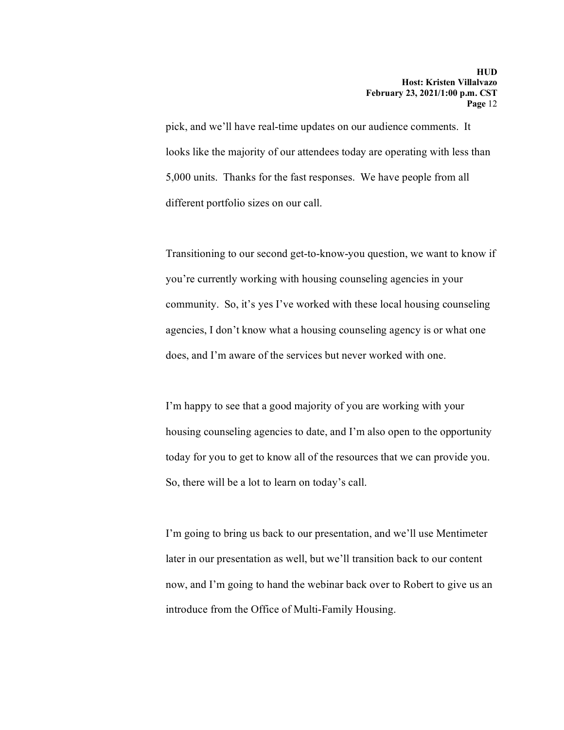pick, and we'll have real-time updates on our audience comments. It looks like the majority of our attendees today are operating with less than 5,000 units. Thanks for the fast responses. We have people from all different portfolio sizes on our call.

Transitioning to our second get-to-know-you question, we want to know if you're currently working with housing counseling agencies in your community. So, it's yes I've worked with these local housing counseling agencies, I don't know what a housing counseling agency is or what one does, and I'm aware of the services but never worked with one.

I'm happy to see that a good majority of you are working with your housing counseling agencies to date, and I'm also open to the opportunity today for you to get to know all of the resources that we can provide you. So, there will be a lot to learn on today's call.

I'm going to bring us back to our presentation, and we'll use Mentimeter later in our presentation as well, but we'll transition back to our content now, and I'm going to hand the webinar back over to Robert to give us an introduce from the Office of Multi-Family Housing.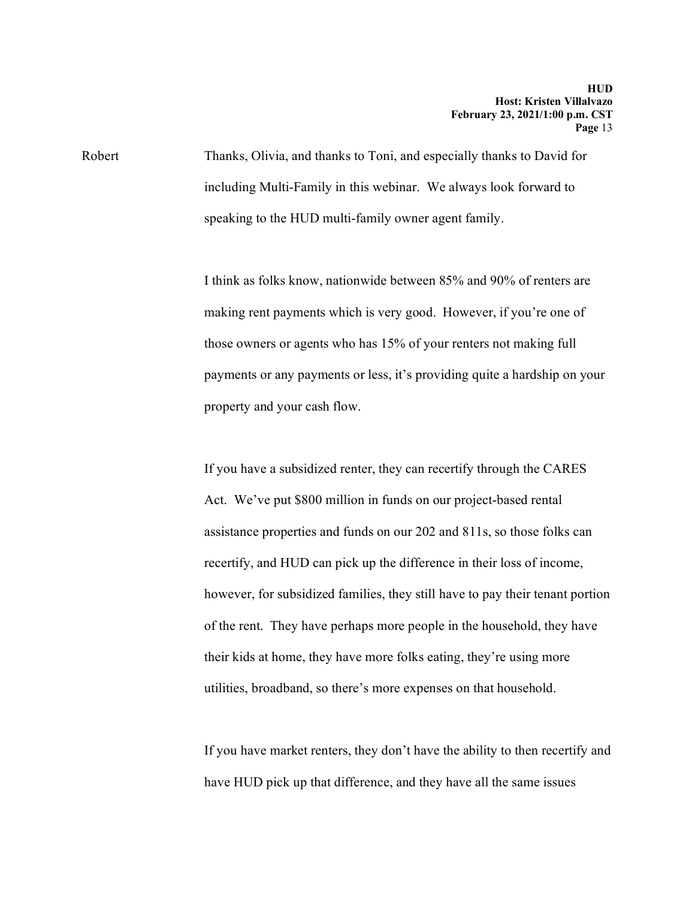Robert: Thanks, Olivia, and thanks to Toni, and especially thanks to David for including Multi-Family in this webinar. We always look forward to speaking to the HUD multi-family owner agent family.

I think as folks know, nationwide between 85% and 90% of renters are making rent payments which is very good. However, if you're one of those owners or agents who has 15% of your renters not making full payments or any payments or less, it's providing quite a hardship on your property and your cash flow.

If you have a subsidized renter, they can recertify through the CARES Act. We've put $800 million in funds on our project-based rental assistance properties and funds on our 202 and 811s, so those folks can recertify, and HUD can pick up the difference in their loss of income, however, for subsidized families, they still have to pay their tenant portion of the rent. They have perhaps more people in the household, they have their kids at home, they have more folks eating, they're using more utilities, broadband, so there's more expenses on that household.

If you have market renters, they don't have the ability to then recertify and have HUD pick up that difference, and they have all the same issues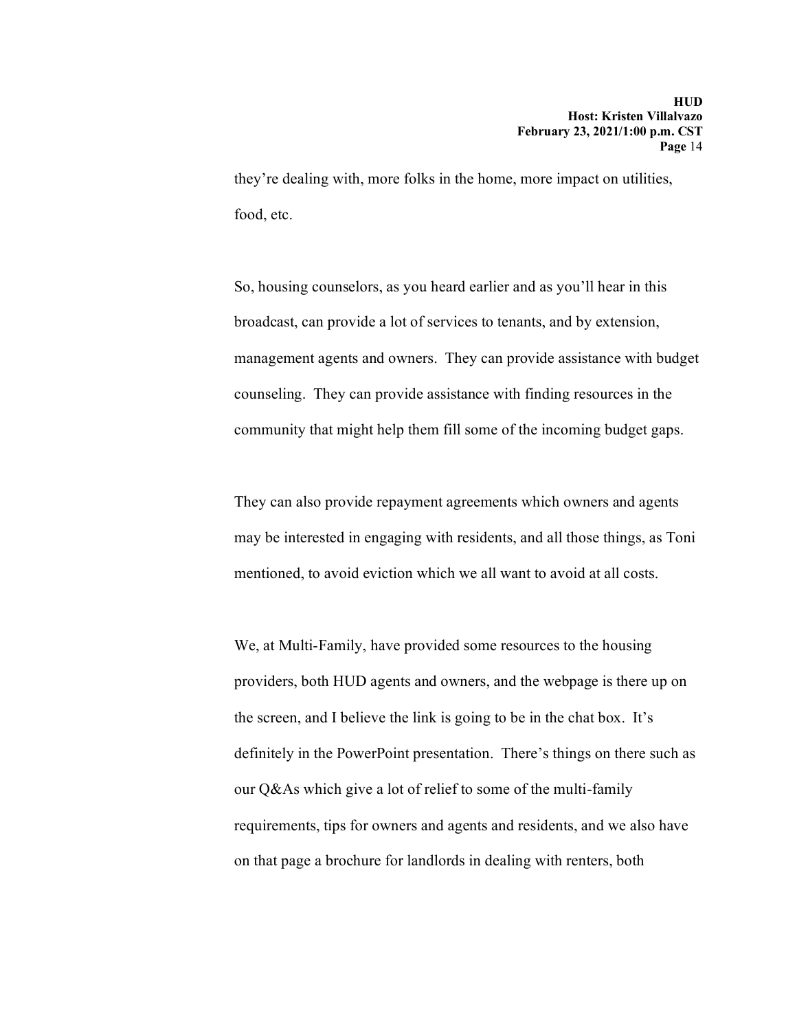they're dealing with, more folks in the home, more impact on utilities, food, etc.

So, housing counselors, as you heard earlier and as you'll hear in this broadcast, can provide a lot of services to tenants, and by extension, management agents and owners. They can provide assistance with budget counseling. They can provide assistance with finding resources in the community that might help them fill some of the incoming budget gaps.

They can also provide repayment agreements which owners and agents may be interested in engaging with residents, and all those things, as Toni mentioned, to avoid eviction which we all want to avoid at all costs.

We, at Multi-Family, have provided some resources to the housing providers, both HUD agents and owners, and the webpage is there up on the screen, and I believe the link is going to be in the chat box. It's definitely in the PowerPoint presentation. There's things on there such as our Q&As which give a lot of relief to some of the multi-family requirements, tips for owners and agents and residents, and we also have on that page a brochure for landlords in dealing with renters, both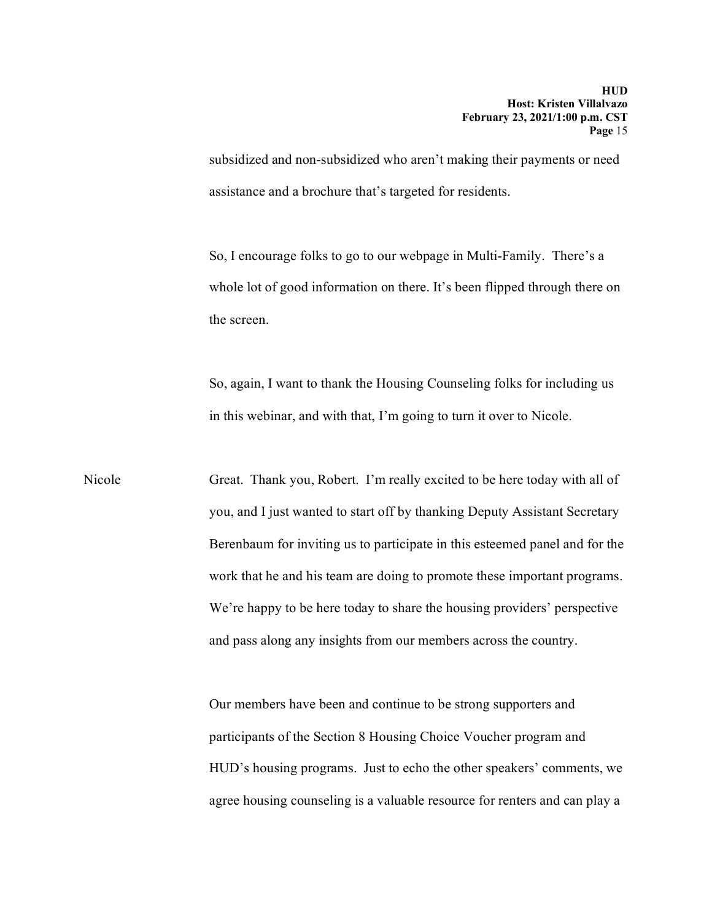subsidized and non-subsidized who aren't making their payments or need assistance and a brochure that's targeted for residents.

So, I encourage folks to go to our webpage in Multi-Family. There's a whole lot of good information on there. It's been flipped through there on the screen.

So, again, I want to thank the Housing Counseling folks for including us in this webinar, and with that, I'm going to turn it over to Nicole.

Nicole: Great. Thank you, Robert. I'm really excited to be here today with all of you, and I just wanted to start off by thanking Deputy Assistant Secretary Berenbaum for inviting us to participate in this esteemed panel and for the work that he and his team are doing to promote these important programs. We're happy to be here today to share the housing providers' perspective and pass along any insights from our members across the country.

Our members have been and continue to be strong supporters and participants of the Section 8 Housing Choice Voucher program and HUD's housing programs. Just to echo the other speakers' comments, we agree housing counseling is a valuable resource for renters and can play a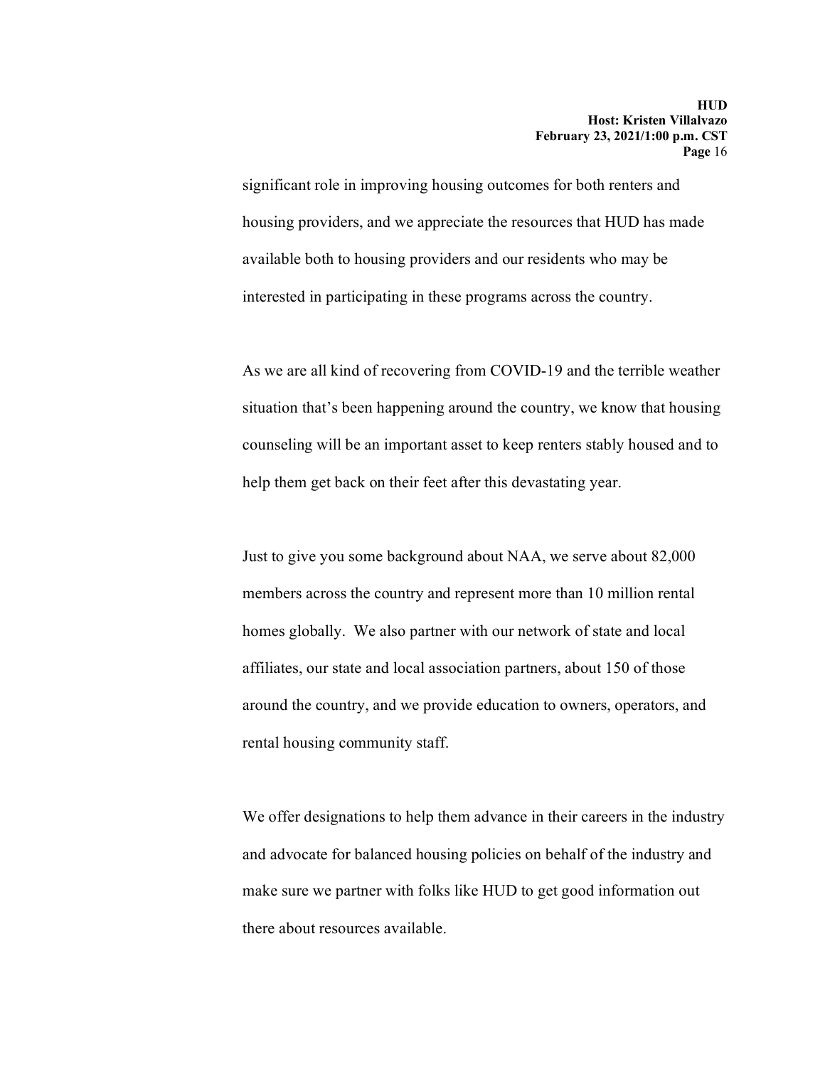significant role in improving housing outcomes for both renters and housing providers, and we appreciate the resources that HUD has made available both to housing providers and our residents who may be interested in participating in these programs across the country.

As we are all kind of recovering from COVID-19 and the terrible weather situation that's been happening around the country, we know that housing counseling will be an important asset to keep renters stably housed and to help them get back on their feet after this devastating year.

Just to give you some background about NAA, we serve about 82,000 members across the country and represent more than 10 million rental homes globally. We also partner with our network of state and local affiliates, our state and local association partners, about 150 of those around the country, and we provide education to owners, operators, and rental housing community staff.

We offer designations to help them advance in their careers in the industry and advocate for balanced housing policies on behalf of the industry and make sure we partner with folks like HUD to get good information out there about resources available.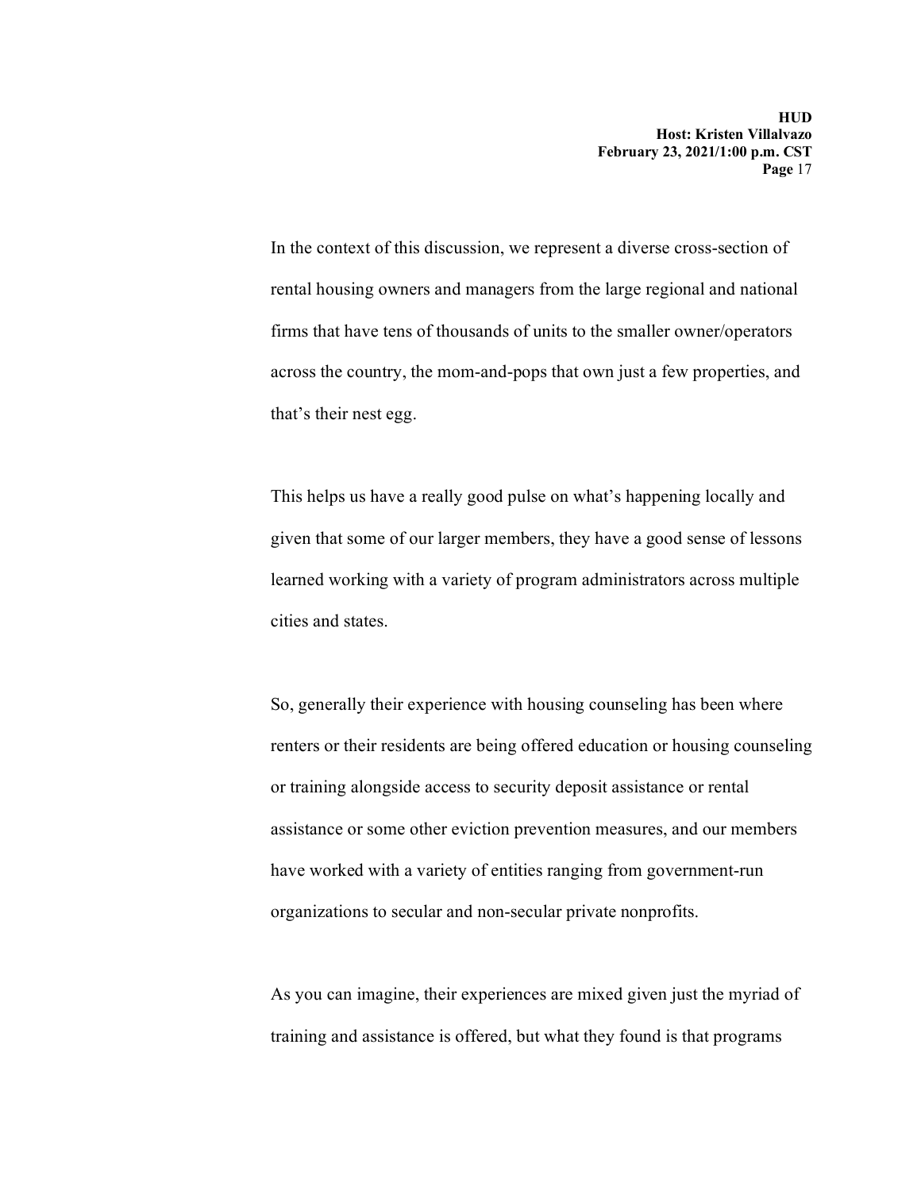In the context of this discussion, we represent a diverse cross-section of rental housing owners and managers from the large regional and national firms that have tens of thousands of units to the smaller owner/operators across the country, the mom-and-pops that own just a few properties, and that's their nest egg.

This helps us have a really good pulse on what's happening locally and given that some of our larger members, they have a good sense of lessons learned working with a variety of program administrators across multiple cities and states.

So, generally their experience with housing counseling has been where renters or their residents are being offered education or housing counseling or training alongside access to security deposit assistance or rental assistance or some other eviction prevention measures, and our members have worked with a variety of entities ranging from government-run organizations to secular and non-secular private nonprofits.

As you can imagine, their experiences are mixed given just the myriad of training and assistance is offered, but what they found is that programs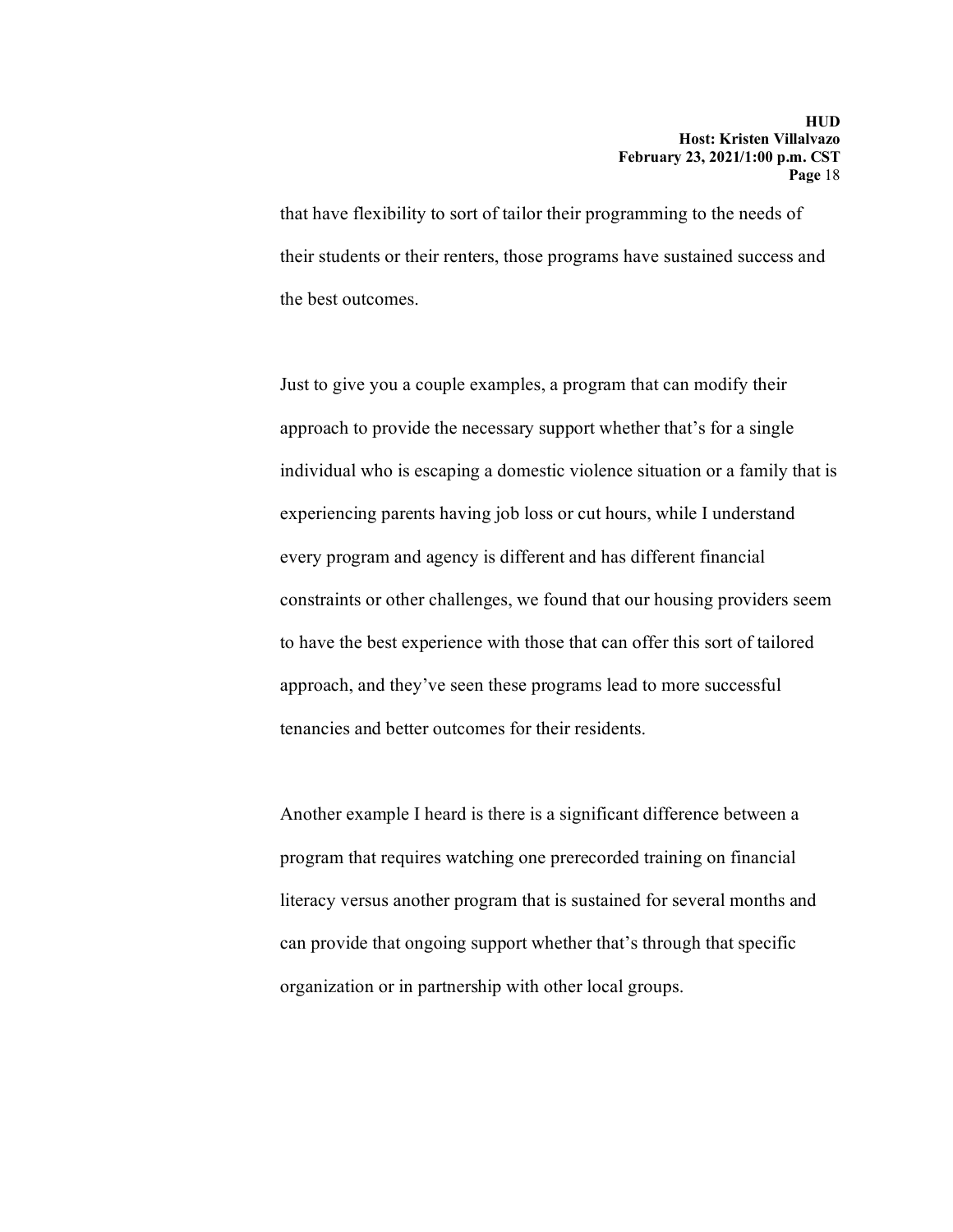that have flexibility to sort of tailor their programming to the needs of their students or their renters, those programs have sustained success and the best outcomes.

Just to give you a couple examples, a program that can modify their approach to provide the necessary support whether that's for a single individual who is escaping a domestic violence situation or a family that is experiencing parents having job loss or cut hours, while I understand every program and agency is different and has different financial constraints or other challenges, we found that our housing providers seem to have the best experience with those that can offer this sort of tailored approach, and they've seen these programs lead to more successful tenancies and better outcomes for their residents.

Another example I heard is there is a significant difference between a program that requires watching one prerecorded training on financial literacy versus another program that is sustained for several months and can provide that ongoing support whether that's through that specific organization or in partnership with other local groups.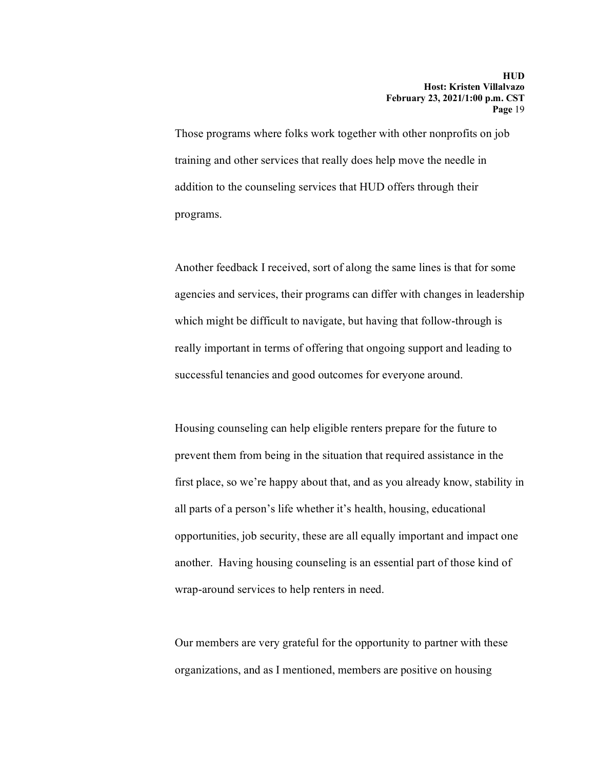Those programs where folks work together with other nonprofits on job training and other services that really does help move the needle in addition to the counseling services that HUD offers through their programs.

Another feedback I received, sort of along the same lines is that for some agencies and services, their programs can differ with changes in leadership which might be difficult to navigate, but having that follow-through is really important in terms of offering that ongoing support and leading to successful tenancies and good outcomes for everyone around.

Housing counseling can help eligible renters prepare for the future to prevent them from being in the situation that required assistance in the first place, so we're happy about that, and as you already know, stability in all parts of a person's life whether it's health, housing, educational opportunities, job security, these are all equally important and impact one another. Having housing counseling is an essential part of those kind of wrap-around services to help renters in need.

Our members are very grateful for the opportunity to partner with these organizations, and as I mentioned, members are positive on housing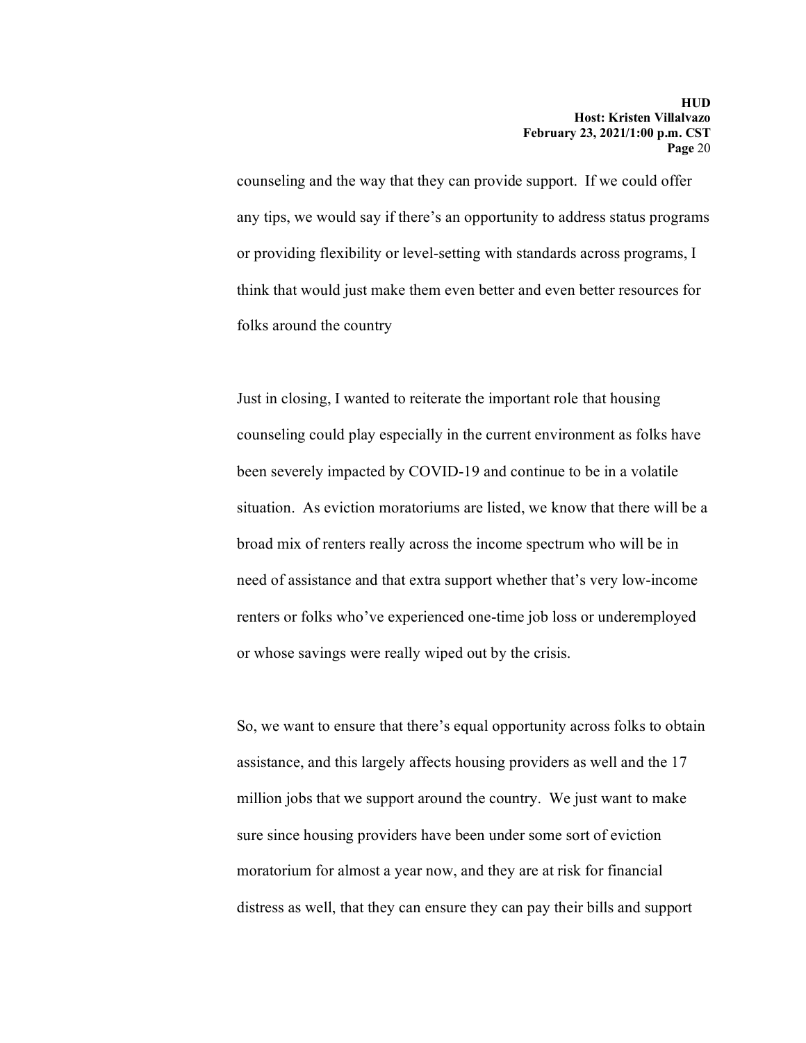counseling and the way that they can provide support. If we could offer any tips, we would say if there's an opportunity to address status programs or providing flexibility or level-setting with standards across programs, I think that would just make them even better and even better resources for folks around the country

Just in closing, I wanted to reiterate the important role that housing counseling could play especially in the current environment as folks have been severely impacted by COVID-19 and continue to be in a volatile situation. As eviction moratoriums are listed, we know that there will be a broad mix of renters really across the income spectrum who will be in need of assistance and that extra support whether that's very low-income renters or folks who've experienced one-time job loss or underemployed or whose savings were really wiped out by the crisis.

So, we want to ensure that there's equal opportunity across folks to obtain assistance, and this largely affects housing providers as well and the 17 million jobs that we support around the country. We just want to make sure since housing providers have been under some sort of eviction moratorium for almost a year now, and they are at risk for financial distress as well, that they can ensure they can pay their bills and support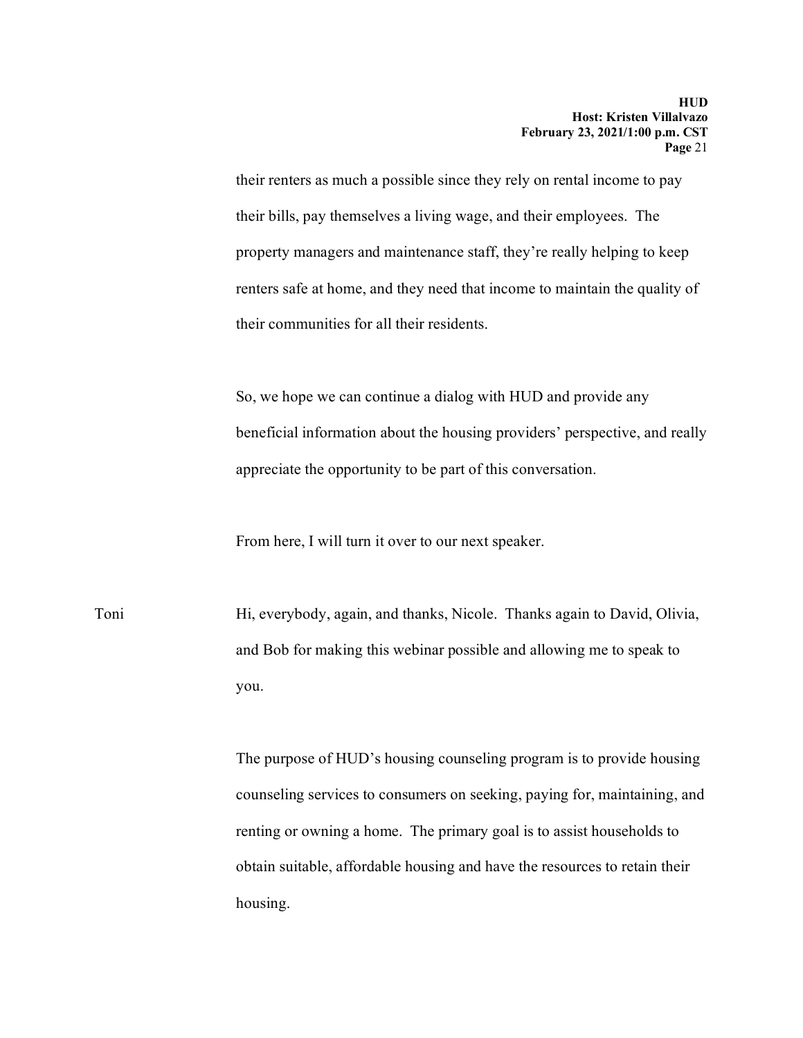their renters as much a possible since they rely on rental income to pay their bills, pay themselves a living wage, and their employees. The property managers and maintenance staff, they're really helping to keep renters safe at home, and they need that income to maintain the quality of their communities for all their residents.

So, we hope we can continue a dialog with HUD and provide any beneficial information about the housing providers' perspective, and really appreciate the opportunity to be part of this conversation.

From here, I will turn it over to our next speaker.

Toni Hi, everybody, again, and thanks, Nicole. Thanks again to David, Olivia, and Bob for making this webinar possible and allowing me to speak to you.

The purpose of HUD's housing counseling program is to provide housing counseling services to consumers on seeking, paying for, maintaining, and renting or owning a home. The primary goal is to assist households to obtain suitable, affordable housing and have the resources to retain their housing.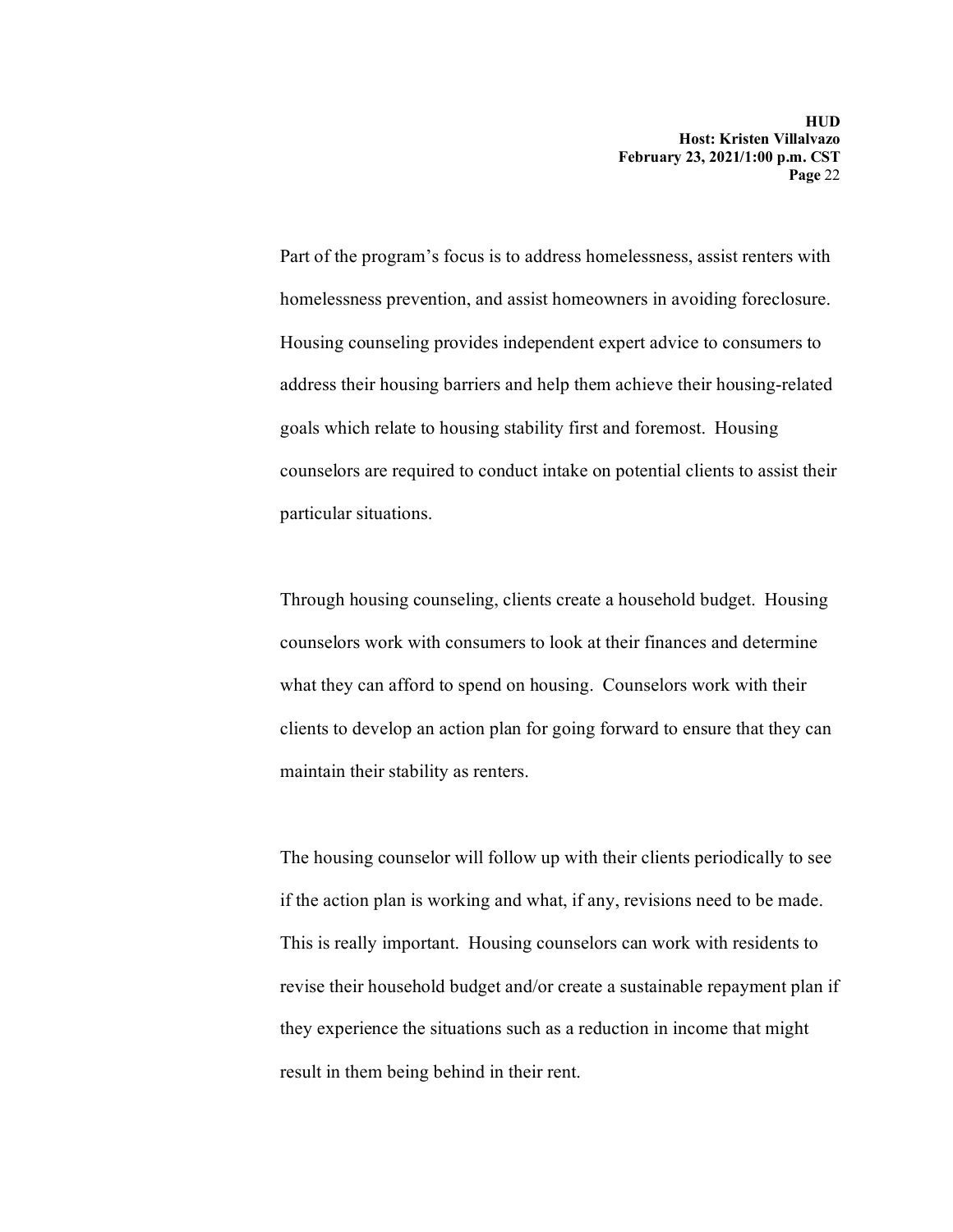Part of the program's focus is to address homelessness, assist renters with homelessness prevention, and assist homeowners in avoiding foreclosure. Housing counseling provides independent expert advice to consumers to address their housing barriers and help them achieve their housing-related goals which relate to housing stability first and foremost. Housing counselors are required to conduct intake on potential clients to assist their particular situations.

Through housing counseling, clients create a household budget. Housing counselors work with consumers to look at their finances and determine what they can afford to spend on housing. Counselors work with their clients to develop an action plan for going forward to ensure that they can maintain their stability as renters.

The housing counselor will follow up with their clients periodically to see if the action plan is working and what, if any, revisions need to be made. This is really important. Housing counselors can work with residents to revise their household budget and/or create a sustainable repayment plan if they experience the situations such as a reduction in income that might result in them being behind in their rent.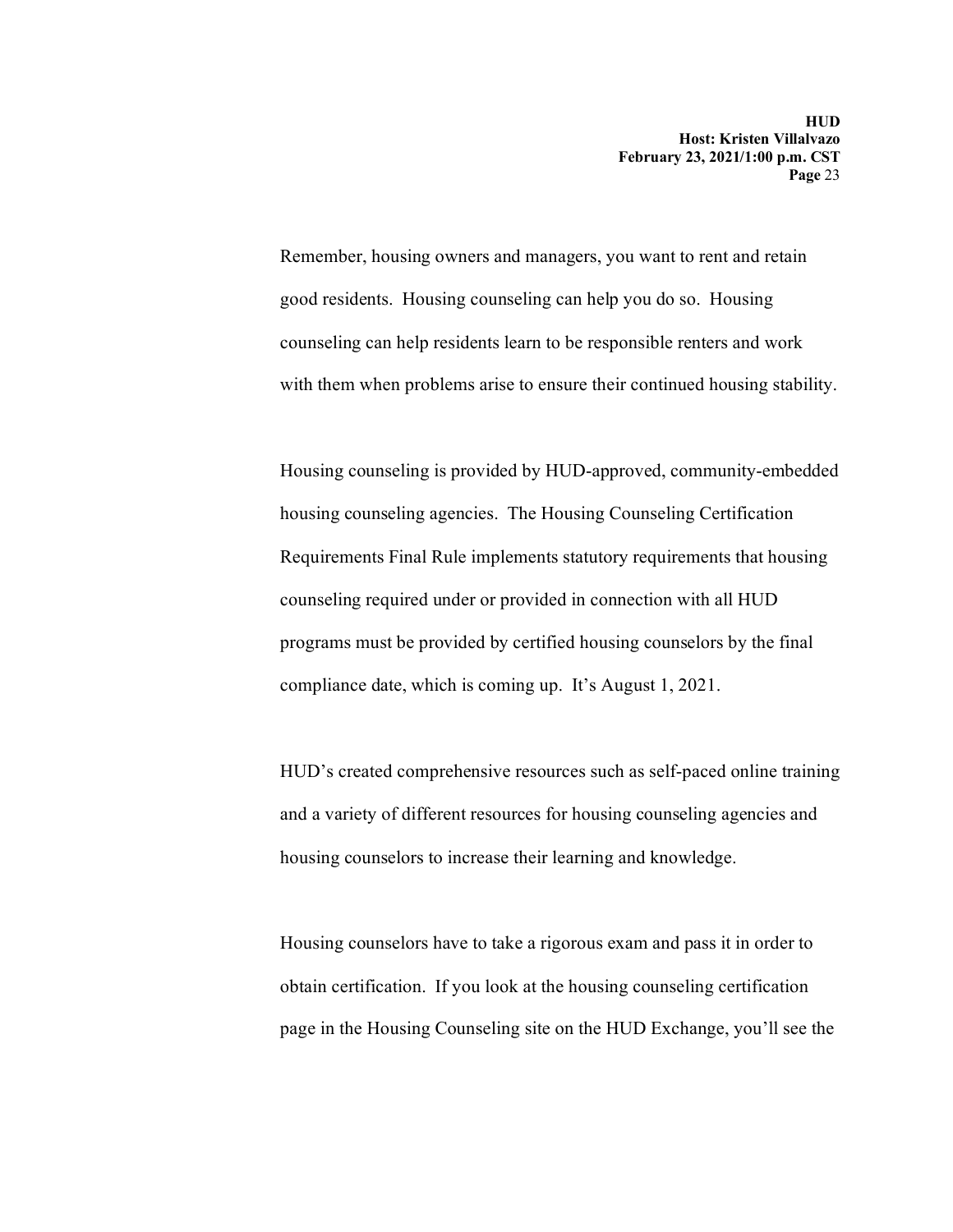Remember, housing owners and managers, you want to rent and retain good residents. Housing counseling can help you do so. Housing counseling can help residents learn to be responsible renters and work with them when problems arise to ensure their continued housing stability.

Housing counseling is provided by HUD-approved, community-embedded housing counseling agencies. The Housing Counseling Certification Requirements Final Rule implements statutory requirements that housing counseling required under or provided in connection with all HUD programs must be provided by certified housing counselors by the final compliance date, which is coming up. It's August 1, 2021.

HUD's created comprehensive resources such as self-paced online training and a variety of different resources for housing counseling agencies and housing counselors to increase their learning and knowledge.

Housing counselors have to take a rigorous exam and pass it in order to obtain certification. If you look at the housing counseling certification page in the Housing Counseling site on the HUD Exchange, you'll see the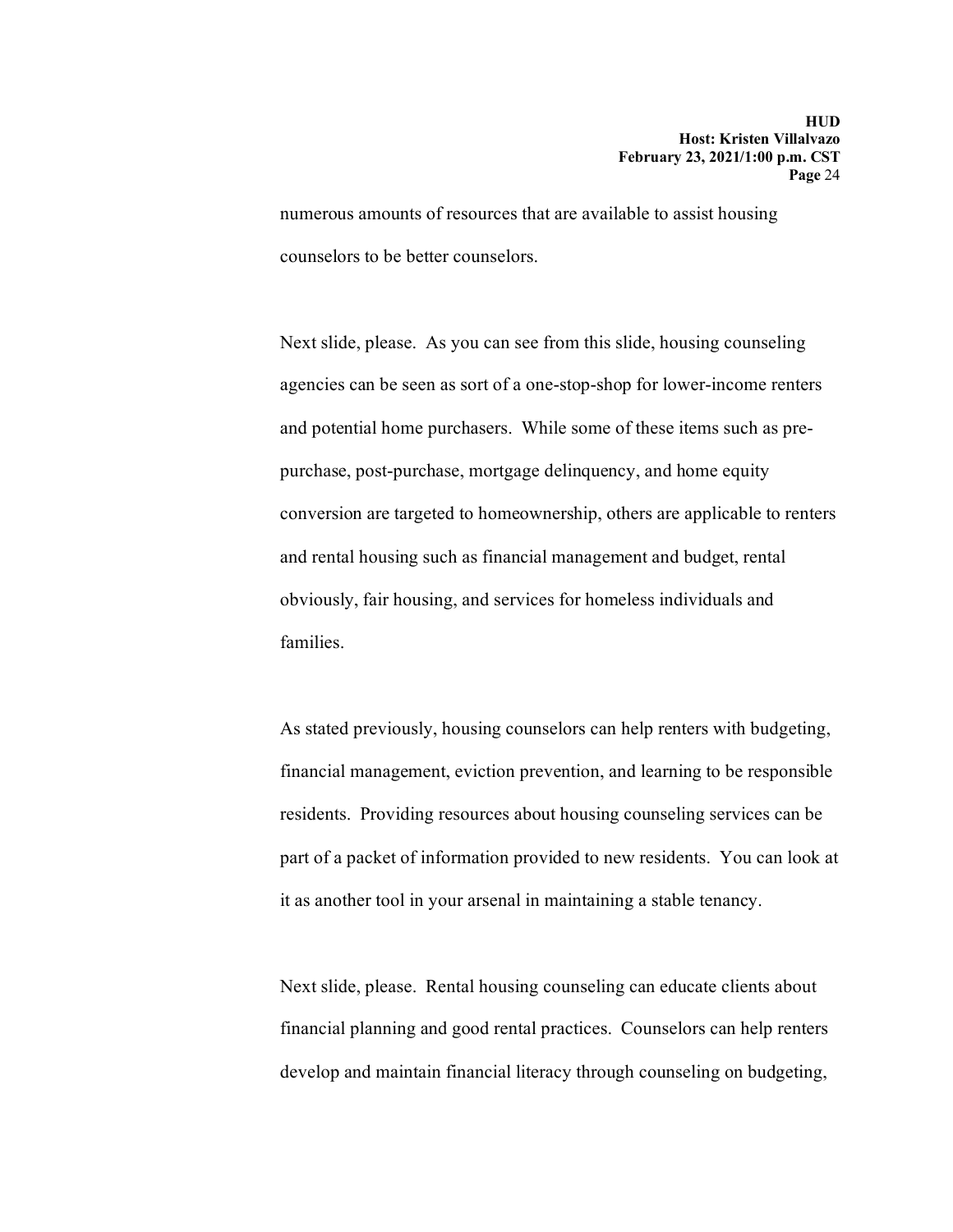numerous amounts of resources that are available to assist housing counselors to be better counselors.

Next slide, please. As you can see from this slide, housing counseling agencies can be seen as sort of a one-stop-shop for lower-income renters and potential home purchasers. While some of these items such as pre-purchase, post-purchase, mortgage delinquency, and home equity conversion are targeted to homeownership, others are applicable to renters and rental housing such as financial management and budget, rental obviously, fair housing, and services for homeless individuals and families.

As stated previously, housing counselors can help renters with budgeting, financial management, eviction prevention, and learning to be responsible residents. Providing resources about housing counseling services can be part of a packet of information provided to new residents. You can look at it as another tool in your arsenal in maintaining a stable tenancy.

Next slide, please. Rental housing counseling can educate clients about financial planning and good rental practices. Counselors can help renters develop and maintain financial literacy through counseling on budgeting,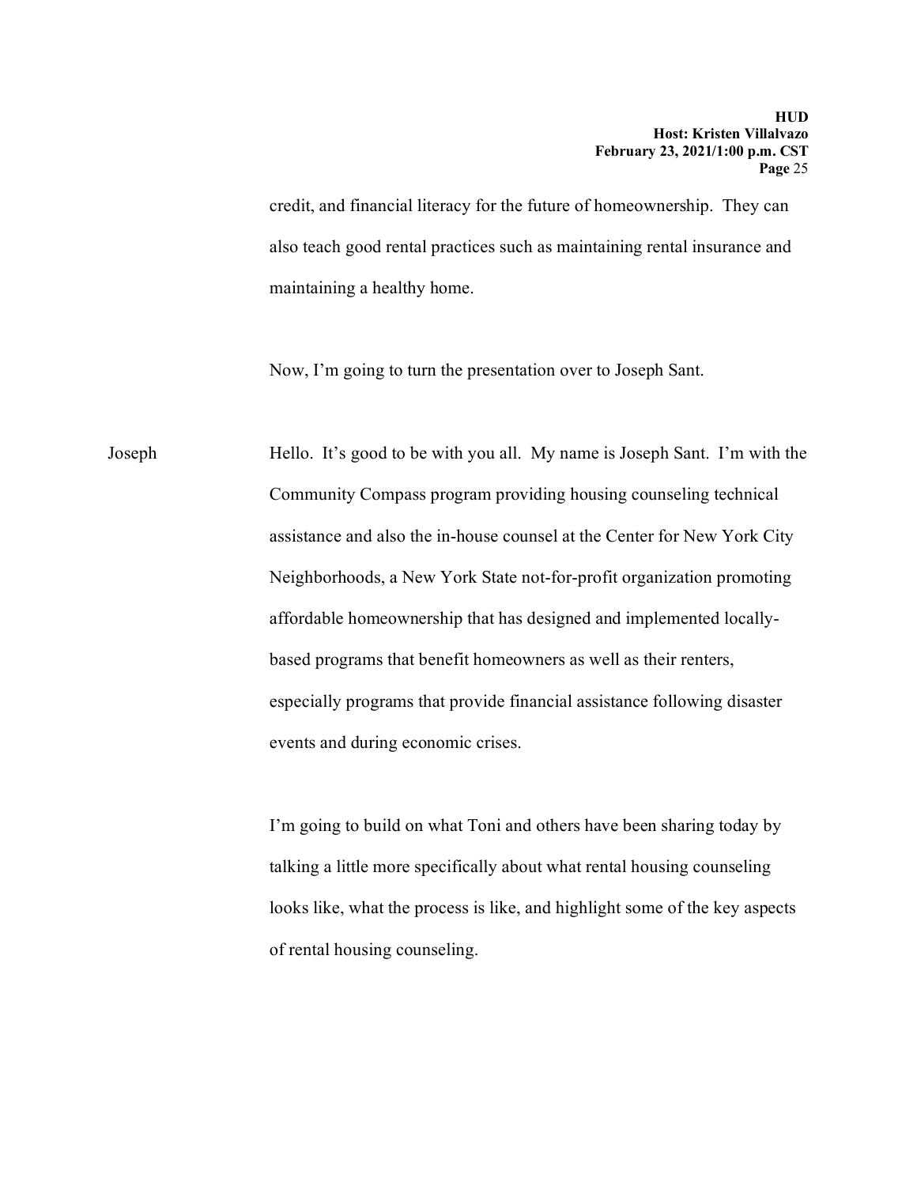credit, and financial literacy for the future of homeownership. They can also teach good rental practices such as maintaining rental insurance and maintaining a healthy home.

Now, I'm going to turn the presentation over to Joseph Sant.

Joseph: Hello. It's good to be with you all. My name is Joseph Sant. I'm with the Community Compass program providing housing counseling technical assistance and also the in-house counsel at the Center for New York City Neighborhoods, a New York State not-for-profit organization promoting affordable homeownership that has designed and implemented locally-based programs that benefit homeowners as well as their renters, especially programs that provide financial assistance following disaster events and during economic crises.

I'm going to build on what Toni and others have been sharing today by talking a little more specifically about what rental housing counseling looks like, what the process is like, and highlight some of the key aspects of rental housing counseling.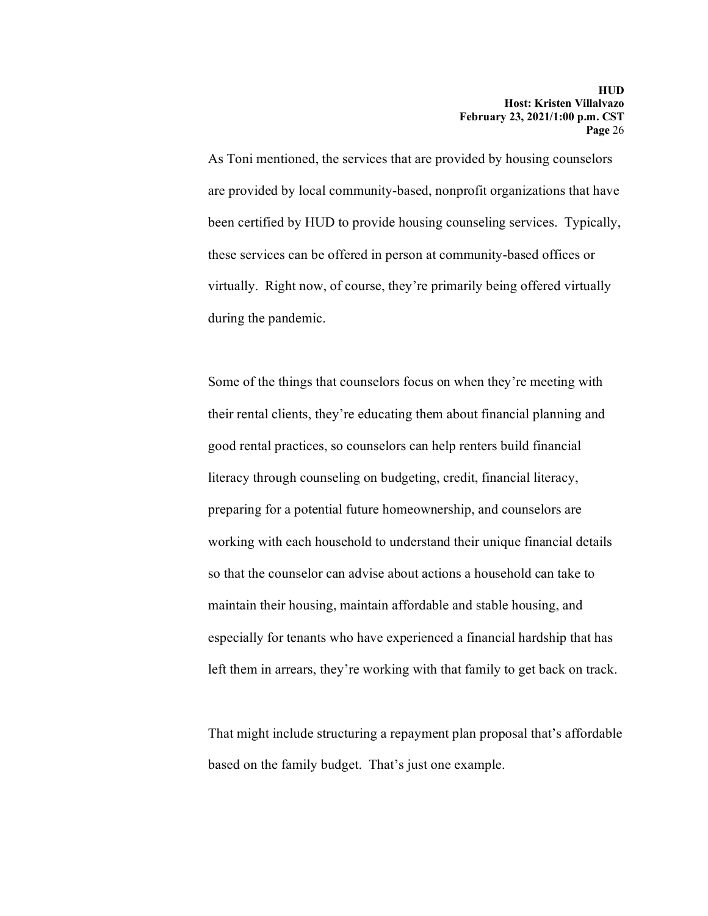As Toni mentioned, the services that are provided by housing counselors are provided by local community-based, nonprofit organizations that have been certified by HUD to provide housing counseling services. Typically, these services can be offered in person at community-based offices or virtually. Right now, of course, they're primarily being offered virtually during the pandemic.

Some of the things that counselors focus on when they're meeting with their rental clients, they're educating them about financial planning and good rental practices, so counselors can help renters build financial literacy through counseling on budgeting, credit, financial literacy, preparing for a potential future homeownership, and counselors are working with each household to understand their unique financial details so that the counselor can advise about actions a household can take to maintain their housing, maintain affordable and stable housing, and especially for tenants who have experienced a financial hardship that has left them in arrears, they're working with that family to get back on track.

That might include structuring a repayment plan proposal that's affordable based on the family budget. That's just one example.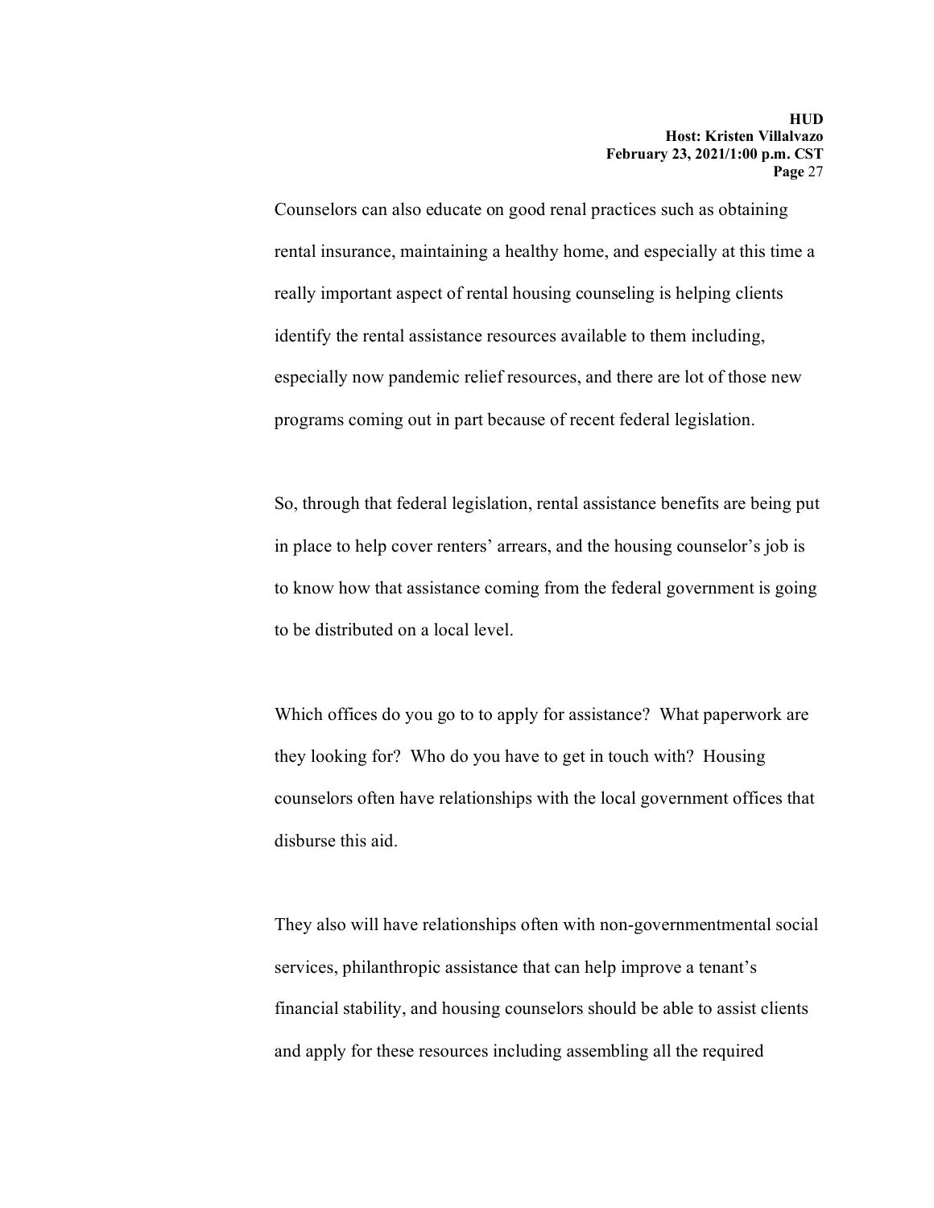Counselors can also educate on good renal practices such as obtaining rental insurance, maintaining a healthy home, and especially at this time a really important aspect of rental housing counseling is helping clients identify the rental assistance resources available to them including, especially now pandemic relief resources, and there are lot of those new programs coming out in part because of recent federal legislation.

So, through that federal legislation, rental assistance benefits are being put in place to help cover renters' arrears, and the housing counselor's job is to know how that assistance coming from the federal government is going to be distributed on a local level.

Which offices do you go to to apply for assistance? What paperwork are they looking for? Who do you have to get in touch with? Housing counselors often have relationships with the local government offices that disburse this aid.

They also will have relationships often with non-governmentmental social services, philanthropic assistance that can help improve a tenant's financial stability, and housing counselors should be able to assist clients and apply for these resources including assembling all the required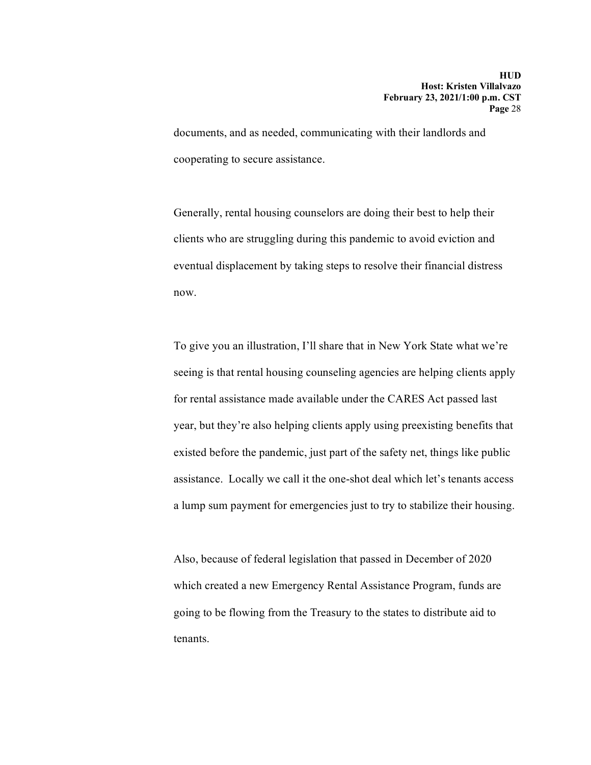documents, and as needed, communicating with their landlords and cooperating to secure assistance.

Generally, rental housing counselors are doing their best to help their clients who are struggling during this pandemic to avoid eviction and eventual displacement by taking steps to resolve their financial distress now.

To give you an illustration, I'll share that in New York State what we're seeing is that rental housing counseling agencies are helping clients apply for rental assistance made available under the CARES Act passed last year, but they're also helping clients apply using preexisting benefits that existed before the pandemic, just part of the safety net, things like public assistance.  Locally we call it the one-shot deal which let's tenants access a lump sum payment for emergencies just to try to stabilize their housing.

Also, because of federal legislation that passed in December of 2020 which created a new Emergency Rental Assistance Program, funds are going to be flowing from the Treasury to the states to distribute aid to tenants.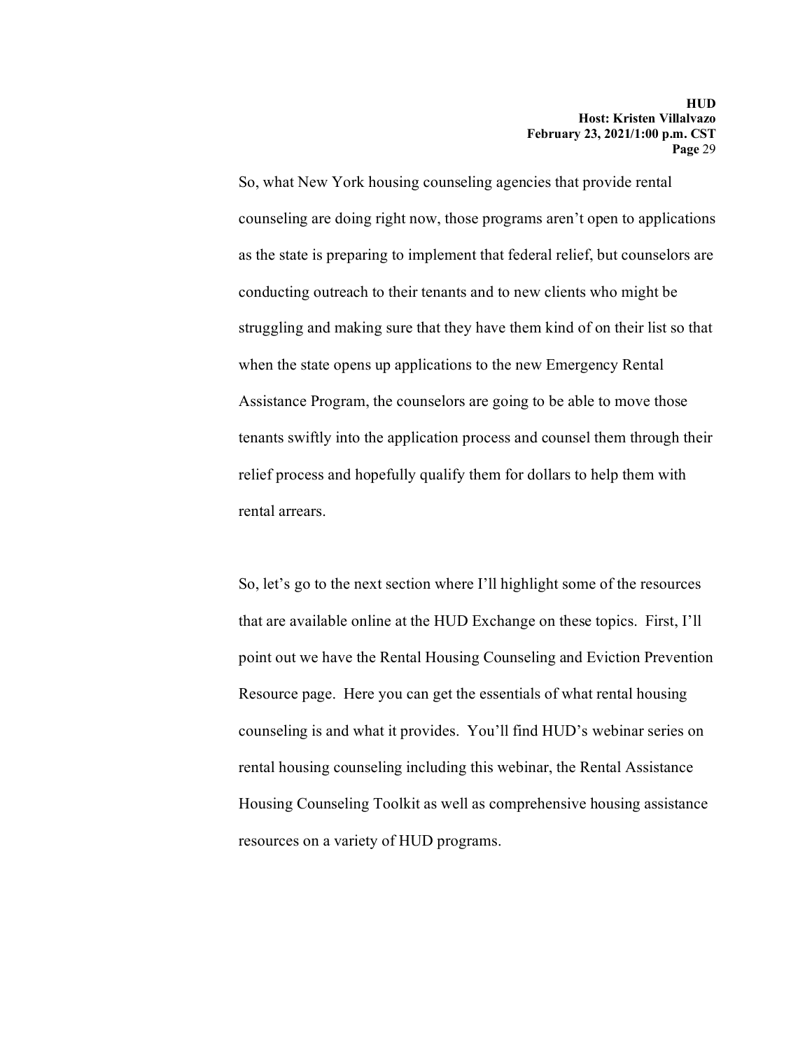So, what New York housing counseling agencies that provide rental counseling are doing right now, those programs aren't open to applications as the state is preparing to implement that federal relief, but counselors are conducting outreach to their tenants and to new clients who might be struggling and making sure that they have them kind of on their list so that when the state opens up applications to the new Emergency Rental Assistance Program, the counselors are going to be able to move those tenants swiftly into the application process and counsel them through their relief process and hopefully qualify them for dollars to help them with rental arrears.

So, let's go to the next section where I'll highlight some of the resources that are available online at the HUD Exchange on these topics. First, I'll point out we have the Rental Housing Counseling and Eviction Prevention Resource page. Here you can get the essentials of what rental housing counseling is and what it provides. You'll find HUD's webinar series on rental housing counseling including this webinar, the Rental Assistance Housing Counseling Toolkit as well as comprehensive housing assistance resources on a variety of HUD programs.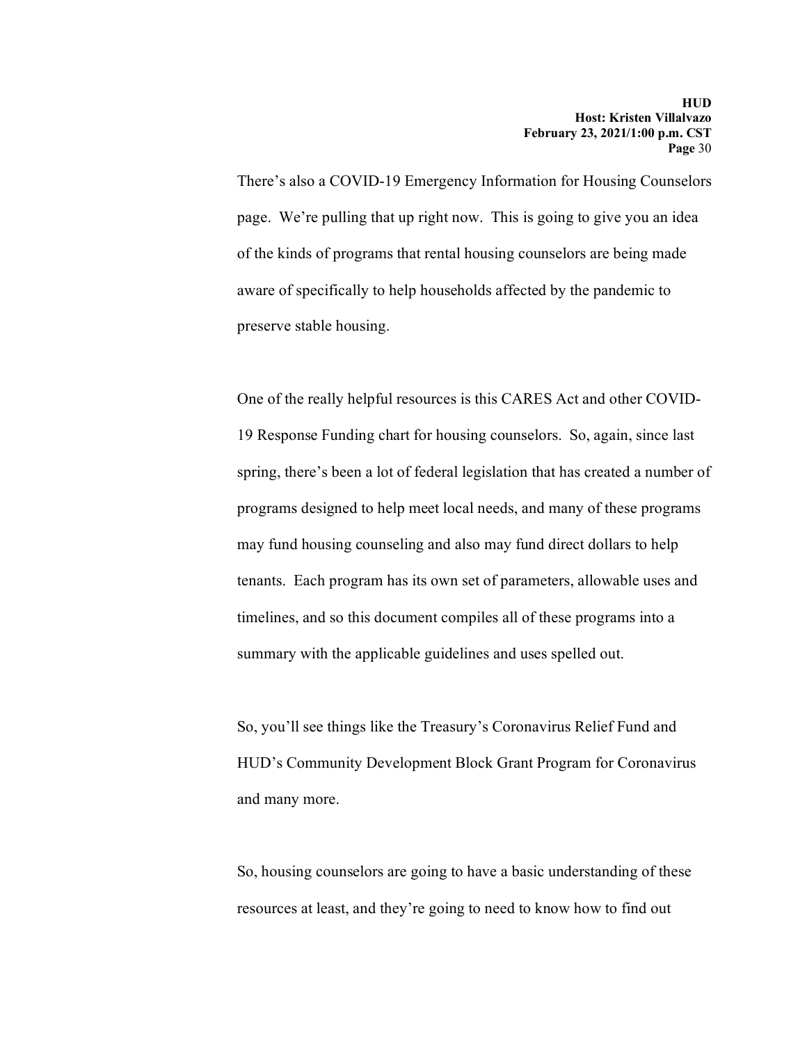There's also a COVID-19 Emergency Information for Housing Counselors page. We're pulling that up right now. This is going to give you an idea of the kinds of programs that rental housing counselors are being made aware of specifically to help households affected by the pandemic to preserve stable housing.

One of the really helpful resources is this CARES Act and other COVID-19 Response Funding chart for housing counselors. So, again, since last spring, there's been a lot of federal legislation that has created a number of programs designed to help meet local needs, and many of these programs may fund housing counseling and also may fund direct dollars to help tenants. Each program has its own set of parameters, allowable uses and timelines, and so this document compiles all of these programs into a summary with the applicable guidelines and uses spelled out.

So, you'll see things like the Treasury's Coronavirus Relief Fund and HUD's Community Development Block Grant Program for Coronavirus and many more.

So, housing counselors are going to have a basic understanding of these resources at least, and they're going to need to know how to find out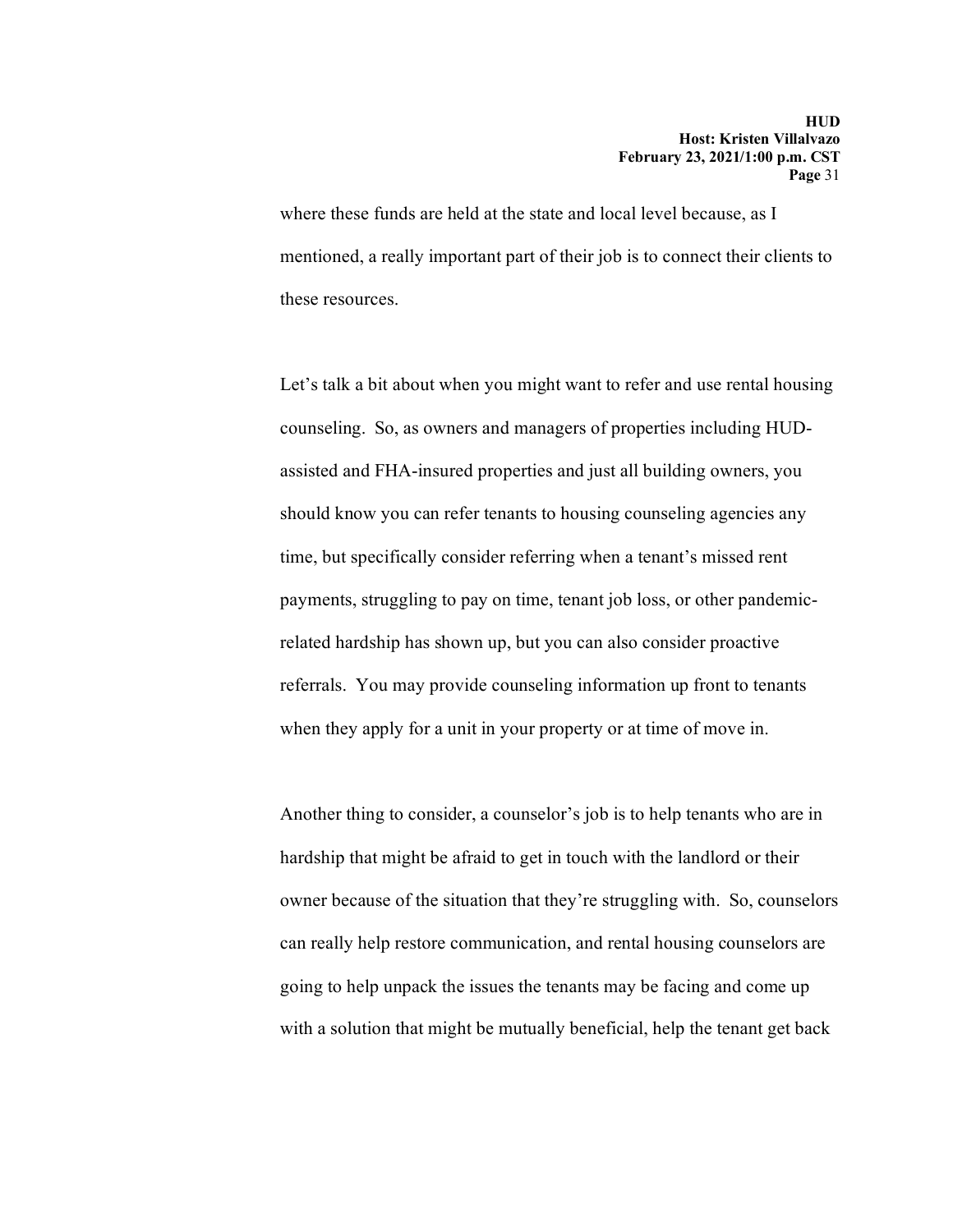where these funds are held at the state and local level because, as I mentioned, a really important part of their job is to connect their clients to these resources.

Let's talk a bit about when you might want to refer and use rental housing counseling. So, as owners and managers of properties including HUD-assisted and FHA-insured properties and just all building owners, you should know you can refer tenants to housing counseling agencies any time, but specifically consider referring when a tenant's missed rent payments, struggling to pay on time, tenant job loss, or other pandemic-related hardship has shown up, but you can also consider proactive referrals. You may provide counseling information up front to tenants when they apply for a unit in your property or at time of move in.

Another thing to consider, a counselor's job is to help tenants who are in hardship that might be afraid to get in touch with the landlord or their owner because of the situation that they're struggling with. So, counselors can really help restore communication, and rental housing counselors are going to help unpack the issues the tenants may be facing and come up with a solution that might be mutually beneficial, help the tenant get back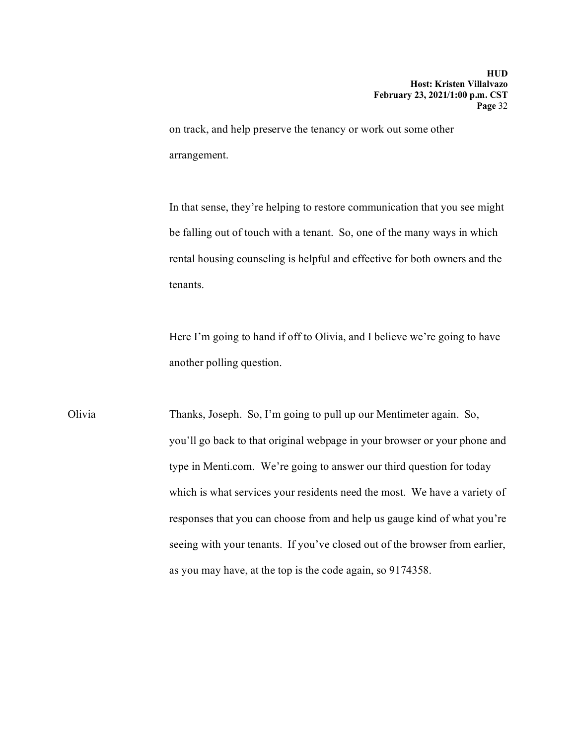on track, and help preserve the tenancy or work out some other arrangement.

In that sense, they're helping to restore communication that you see might be falling out of touch with a tenant. So, one of the many ways in which rental housing counseling is helpful and effective for both owners and the tenants.

Here I'm going to hand if off to Olivia, and I believe we're going to have another polling question.

Olivia: Thanks, Joseph. So, I'm going to pull up our Mentimeter again. So, you'll go back to that original webpage in your browser or your phone and type in Menti.com. We're going to answer our third question for today which is what services your residents need the most. We have a variety of responses that you can choose from and help us gauge kind of what you're seeing with your tenants. If you've closed out of the browser from earlier, as you may have, at the top is the code again, so 9174358.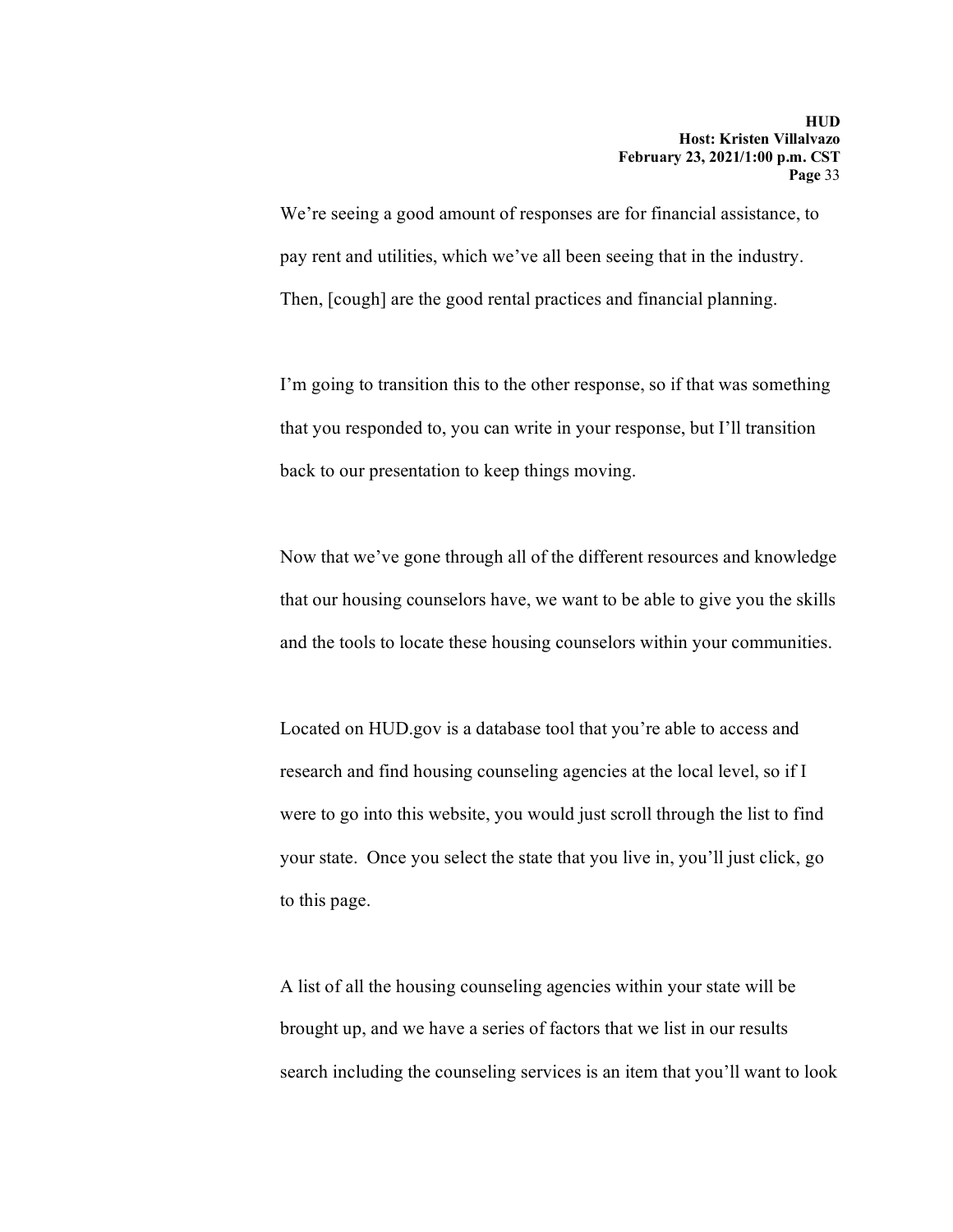We're seeing a good amount of responses are for financial assistance, to pay rent and utilities, which we've all been seeing that in the industry. Then, [cough] are the good rental practices and financial planning.

I'm going to transition this to the other response, so if that was something that you responded to, you can write in your response, but I'll transition back to our presentation to keep things moving.

Now that we've gone through all of the different resources and knowledge that our housing counselors have, we want to be able to give you the skills and the tools to locate these housing counselors within your communities.

Located on HUD.gov is a database tool that you're able to access and research and find housing counseling agencies at the local level, so if I were to go into this website, you would just scroll through the list to find your state. Once you select the state that you live in, you'll just click, go to this page.

A list of all the housing counseling agencies within your state will be brought up, and we have a series of factors that we list in our results search including the counseling services is an item that you'll want to look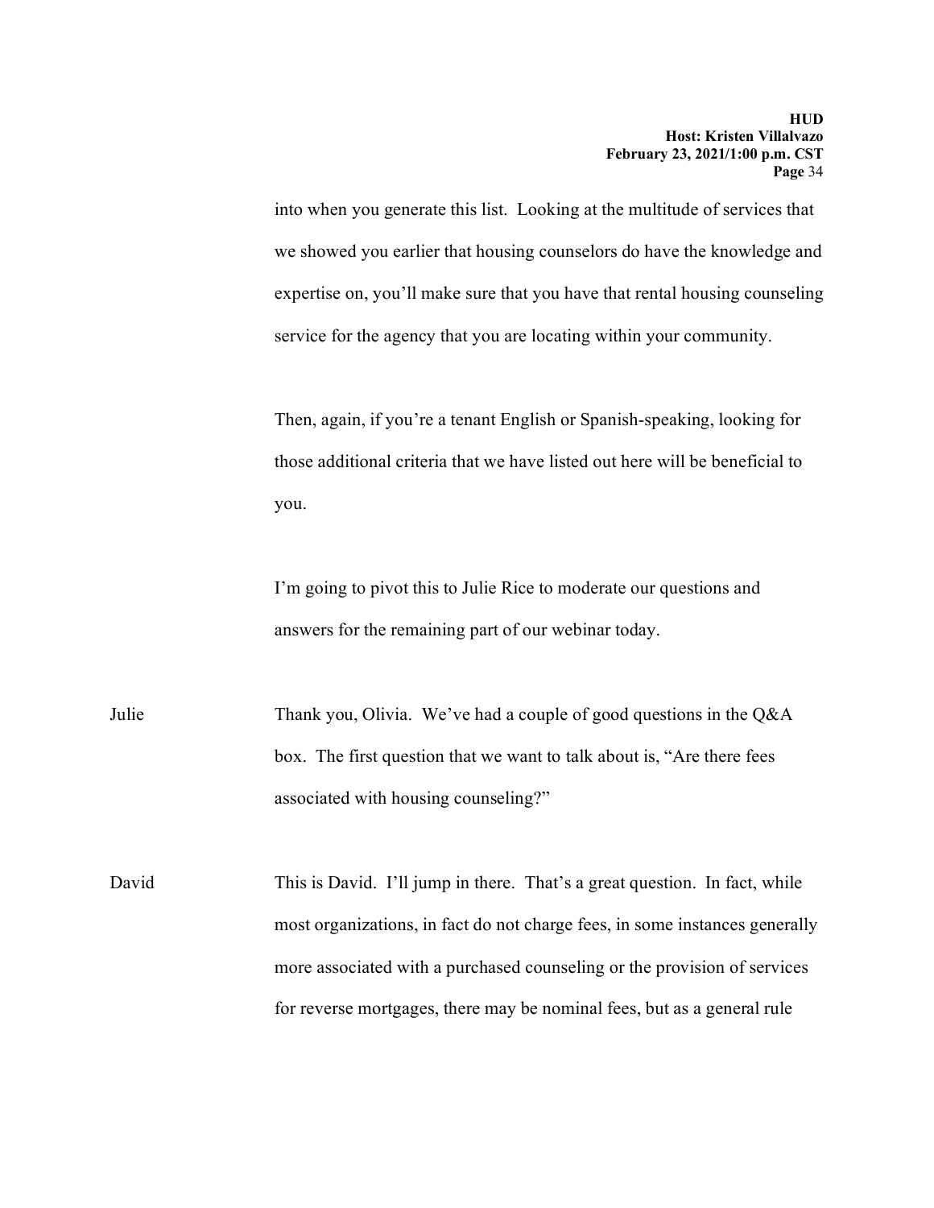into when you generate this list. Looking at the multitude of services that we showed you earlier that housing counselors do have the knowledge and expertise on, you'll make sure that you have that rental housing counseling service for the agency that you are locating within your community.

Then, again, if you're a tenant English or Spanish-speaking, looking for those additional criteria that we have listed out here will be beneficial to you.

I'm going to pivot this to Julie Rice to moderate our questions and answers for the remaining part of our webinar today.

Julie Thank you, Olivia. We've had a couple of good questions in the Q&A box. The first question that we want to talk about is, "Are there fees associated with housing counseling?"

David This is David. I'll jump in there. That's a great question. In fact, while most organizations, in fact do not charge fees, in some instances generally more associated with a purchased counseling or the provision of services for reverse mortgages, there may be nominal fees, but as a general rule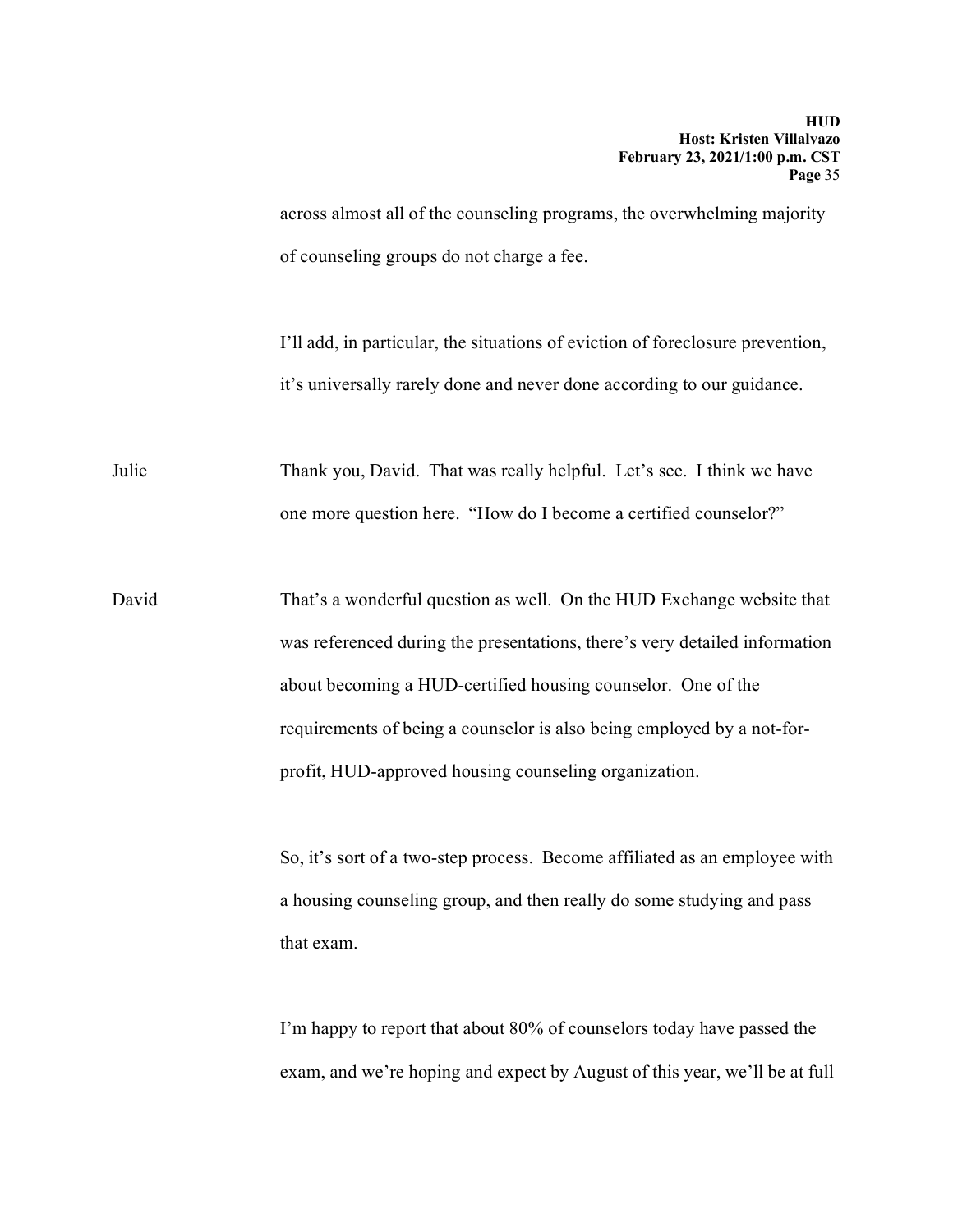across almost all of the counseling programs, the overwhelming majority of counseling groups do not charge a fee.

I'll add, in particular, the situations of eviction of foreclosure prevention, it's universally rarely done and never done according to our guidance.

Julie: Thank you, David. That was really helpful. Let's see. I think we have one more question here. "How do I become a certified counselor?"

David: That's a wonderful question as well. On the HUD Exchange website that was referenced during the presentations, there's very detailed information about becoming a HUD-certified housing counselor. One of the requirements of being a counselor is also being employed by a not-for-profit, HUD-approved housing counseling organization.

So, it's sort of a two-step process. Become affiliated as an employee with a housing counseling group, and then really do some studying and pass that exam.

I'm happy to report that about 80% of counselors today have passed the exam, and we're hoping and expect by August of this year, we'll be at full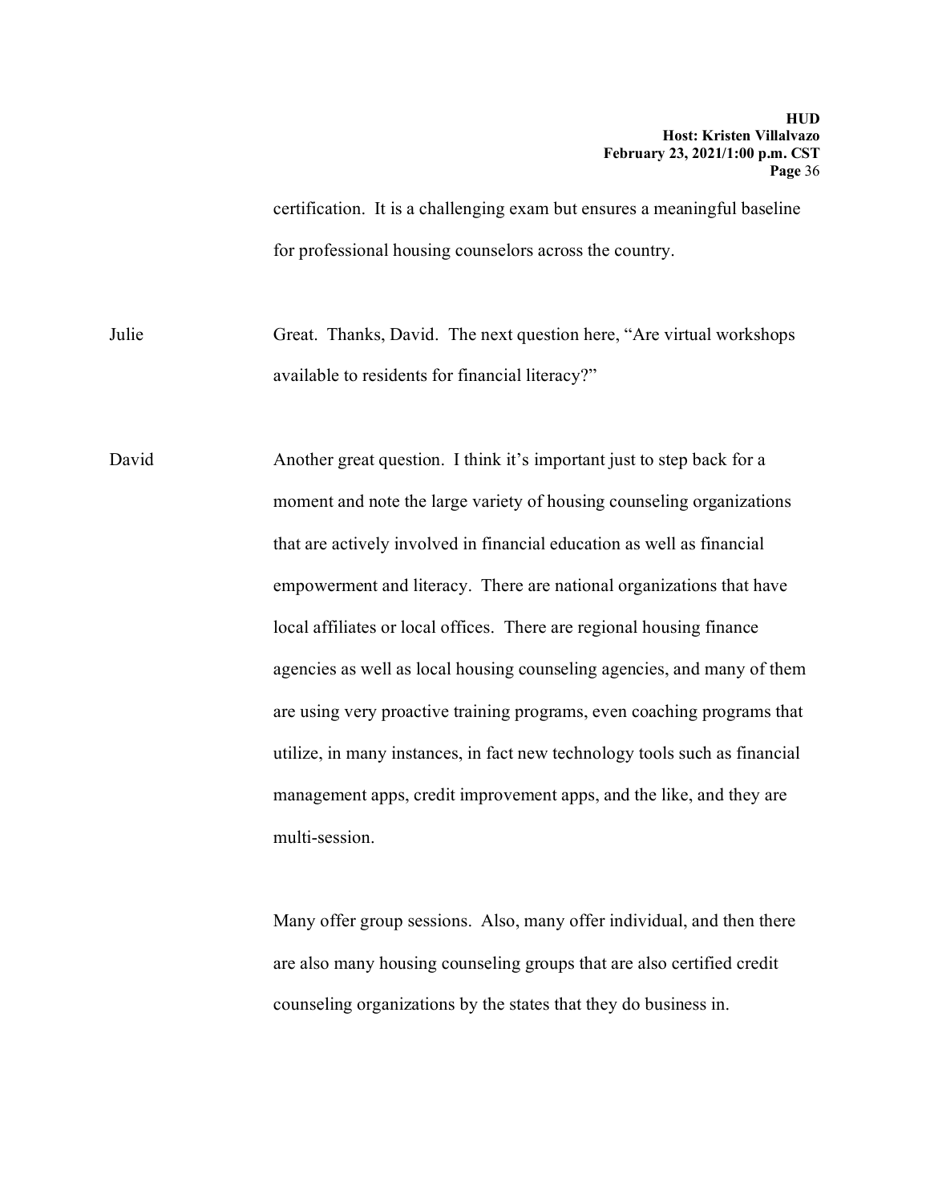certification. It is a challenging exam but ensures a meaningful baseline for professional housing counselors across the country.

Julie: Great. Thanks, David. The next question here, "Are virtual workshops available to residents for financial literacy?"

David: Another great question. I think it's important just to step back for a moment and note the large variety of housing counseling organizations that are actively involved in financial education as well as financial empowerment and literacy. There are national organizations that have local affiliates or local offices. There are regional housing finance agencies as well as local housing counseling agencies, and many of them are using very proactive training programs, even coaching programs that utilize, in many instances, in fact new technology tools such as financial management apps, credit improvement apps, and the like, and they are multi-session.

Many offer group sessions. Also, many offer individual, and then there are also many housing counseling groups that are also certified credit counseling organizations by the states that they do business in.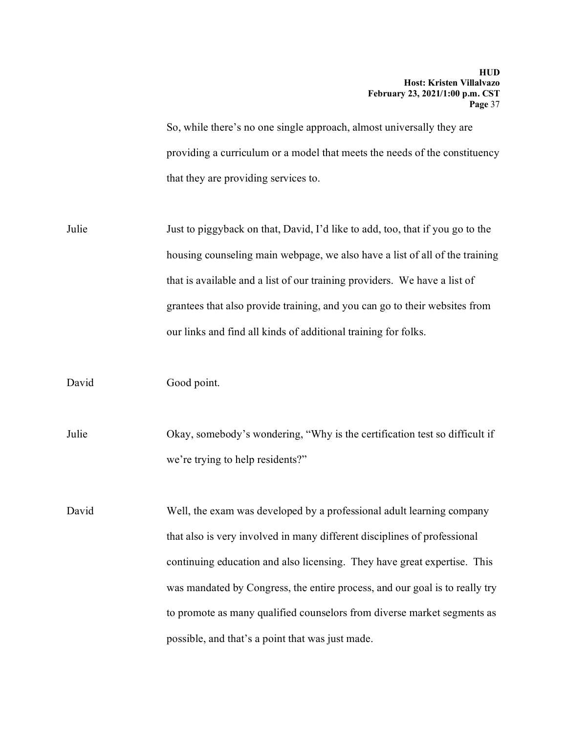So, while there's no one single approach, almost universally they are providing a curriculum or a model that meets the needs of the constituency that they are providing services to.

Julie Just to piggyback on that, David, I'd like to add, too, that if you go to the housing counseling main webpage, we also have a list of all of the training that is available and a list of our training providers. We have a list of grantees that also provide training, and you can go to their websites from our links and find all kinds of additional training for folks.

David Good point.

Julie Okay, somebody's wondering, "Why is the certification test so difficult if we're trying to help residents?"

David Well, the exam was developed by a professional adult learning company that also is very involved in many different disciplines of professional continuing education and also licensing. They have great expertise. This was mandated by Congress, the entire process, and our goal is to really try to promote as many qualified counselors from diverse market segments as possible, and that's a point that was just made.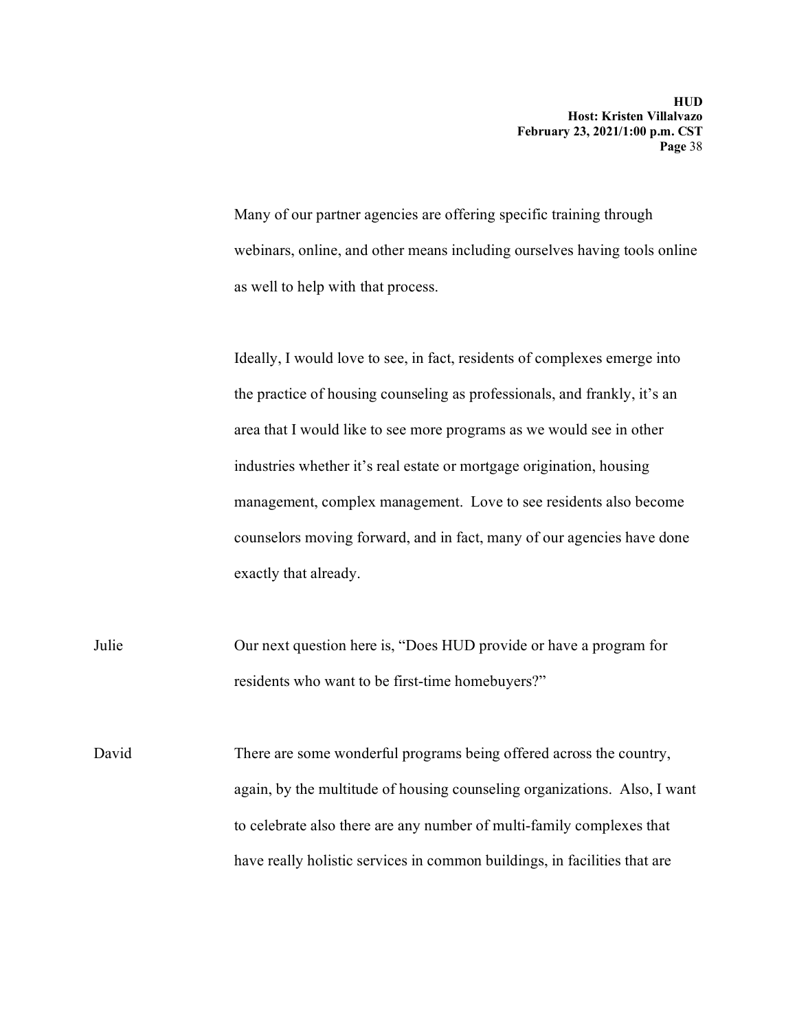Many of our partner agencies are offering specific training through webinars, online, and other means including ourselves having tools online as well to help with that process.

Ideally, I would love to see, in fact, residents of complexes emerge into the practice of housing counseling as professionals, and frankly, it's an area that I would like to see more programs as we would see in other industries whether it's real estate or mortgage origination, housing management, complex management. Love to see residents also become counselors moving forward, and in fact, many of our agencies have done exactly that already.

Julie Our next question here is, "Does HUD provide or have a program for residents who want to be first-time homebuyers?"

David There are some wonderful programs being offered across the country, again, by the multitude of housing counseling organizations. Also, I want to celebrate also there are any number of multi-family complexes that have really holistic services in common buildings, in facilities that are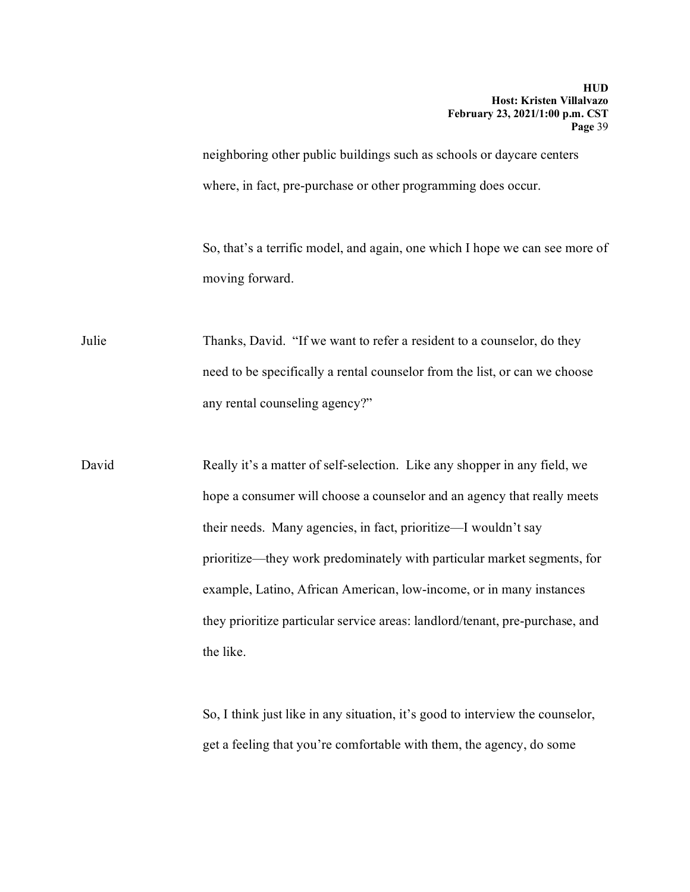neighboring other public buildings such as schools or daycare centers where, in fact, pre-purchase or other programming does occur.

So, that's a terrific model, and again, one which I hope we can see more of moving forward.

Julie: Thanks, David. "If we want to refer a resident to a counselor, do they need to be specifically a rental counselor from the list, or can we choose any rental counseling agency?"

David: Really it's a matter of self-selection. Like any shopper in any field, we hope a consumer will choose a counselor and an agency that really meets their needs. Many agencies, in fact, prioritize—I wouldn't say prioritize—they work predominately with particular market segments, for example, Latino, African American, low-income, or in many instances they prioritize particular service areas: landlord/tenant, pre-purchase, and the like.

So, I think just like in any situation, it's good to interview the counselor, get a feeling that you're comfortable with them, the agency, do some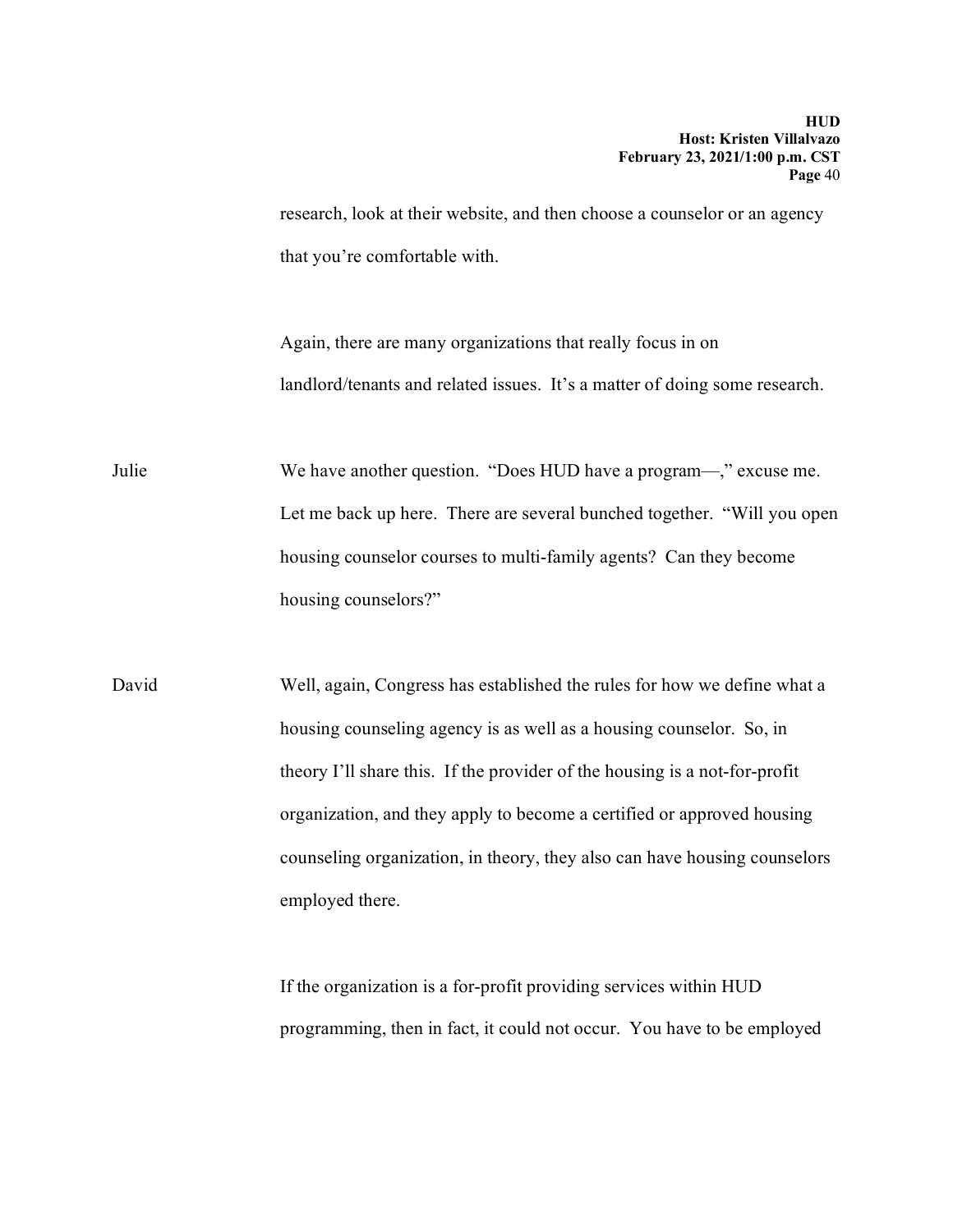research, look at their website, and then choose a counselor or an agency that you're comfortable with.

Again, there are many organizations that really focus in on landlord/tenants and related issues. It's a matter of doing some research.

Julie: We have another question. "Does HUD have a program—," excuse me. Let me back up here. There are several bunched together. "Will you open housing counselor courses to multi-family agents? Can they become housing counselors?"

David: Well, again, Congress has established the rules for how we define what a housing counseling agency is as well as a housing counselor. So, in theory I'll share this. If the provider of the housing is a not-for-profit organization, and they apply to become a certified or approved housing counseling organization, in theory, they also can have housing counselors employed there.

If the organization is a for-profit providing services within HUD programming, then in fact, it could not occur. You have to be employed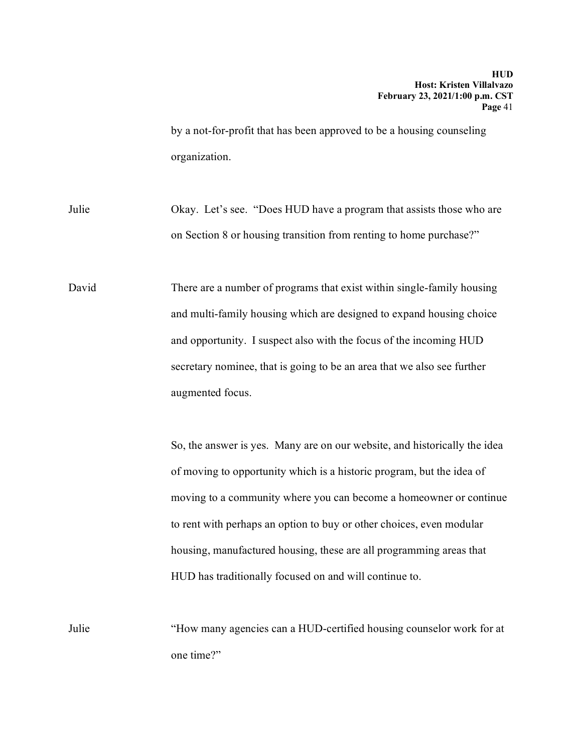by a not-for-profit that has been approved to be a housing counseling organization.

Julie Okay. Let's see. "Does HUD have a program that assists those who are on Section 8 or housing transition from renting to home purchase?"

David There are a number of programs that exist within single-family housing and multi-family housing which are designed to expand housing choice and opportunity. I suspect also with the focus of the incoming HUD secretary nominee, that is going to be an area that we also see further augmented focus.

So, the answer is yes. Many are on our website, and historically the idea of moving to opportunity which is a historic program, but the idea of moving to a community where you can become a homeowner or continue to rent with perhaps an option to buy or other choices, even modular housing, manufactured housing, these are all programming areas that HUD has traditionally focused on and will continue to.

Julie "How many agencies can a HUD-certified housing counselor work for at one time?"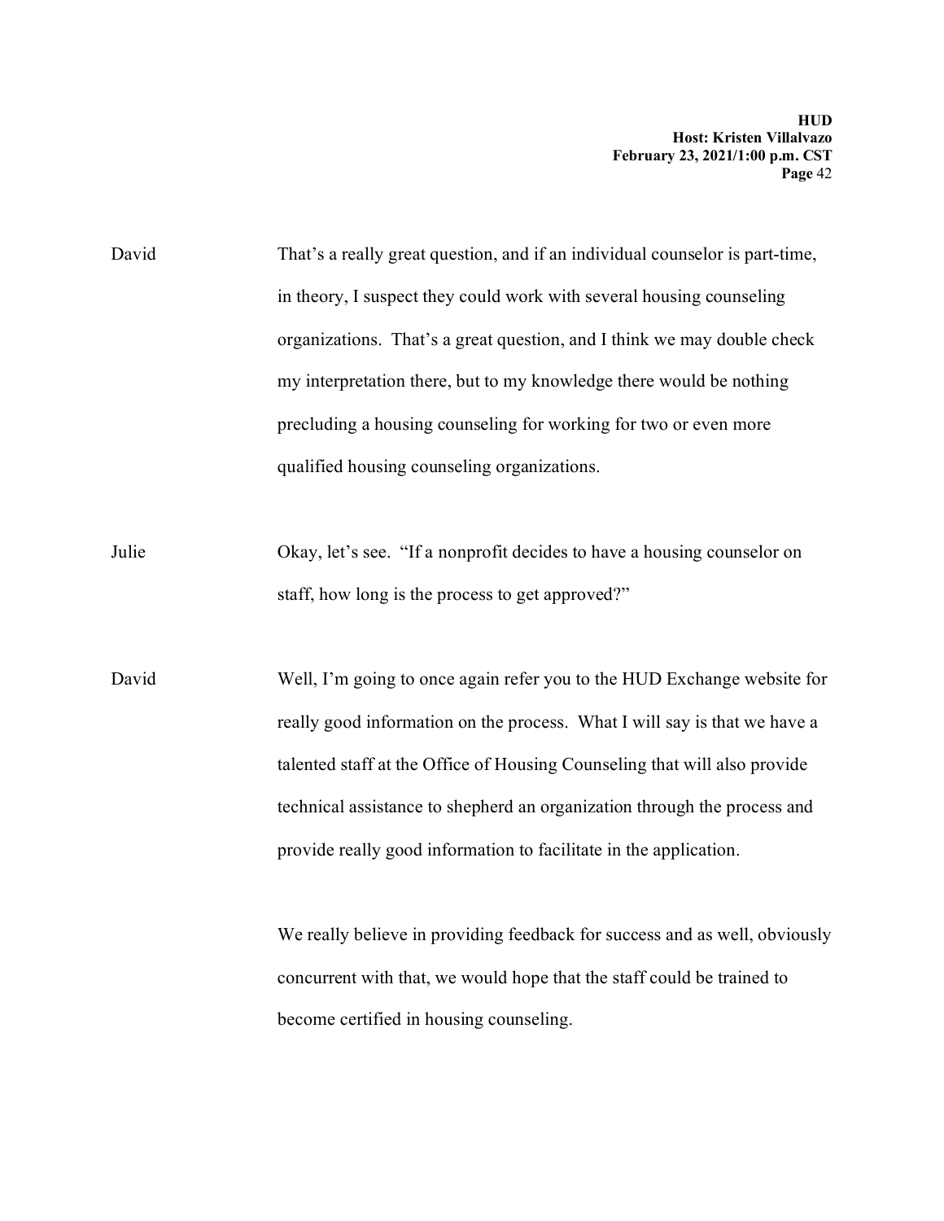David That's a really great question, and if an individual counselor is part-time, in theory, I suspect they could work with several housing counseling organizations. That's a great question, and I think we may double check my interpretation there, but to my knowledge there would be nothing precluding a housing counseling for working for two or even more qualified housing counseling organizations.

Julie Okay, let's see. "If a nonprofit decides to have a housing counselor on staff, how long is the process to get approved?"

David Well, I'm going to once again refer you to the HUD Exchange website for really good information on the process. What I will say is that we have a talented staff at the Office of Housing Counseling that will also provide technical assistance to shepherd an organization through the process and provide really good information to facilitate in the application.

We really believe in providing feedback for success and as well, obviously concurrent with that, we would hope that the staff could be trained to become certified in housing counseling.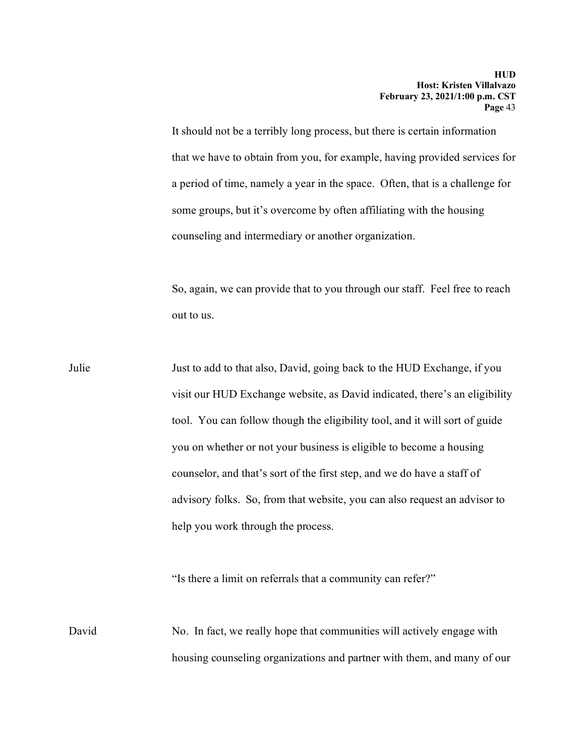It should not be a terribly long process, but there is certain information that we have to obtain from you, for example, having provided services for a period of time, namely a year in the space. Often, that is a challenge for some groups, but it's overcome by often affiliating with the housing counseling and intermediary or another organization.

So, again, we can provide that to you through our staff. Feel free to reach out to us.

Julie Just to add to that also, David, going back to the HUD Exchange, if you visit our HUD Exchange website, as David indicated, there's an eligibility tool. You can follow though the eligibility tool, and it will sort of guide you on whether or not your business is eligible to become a housing counselor, and that's sort of the first step, and we do have a staff of advisory folks. So, from that website, you can also request an advisor to help you work through the process.

"Is there a limit on referrals that a community can refer?"

David No. In fact, we really hope that communities will actively engage with housing counseling organizations and partner with them, and many of our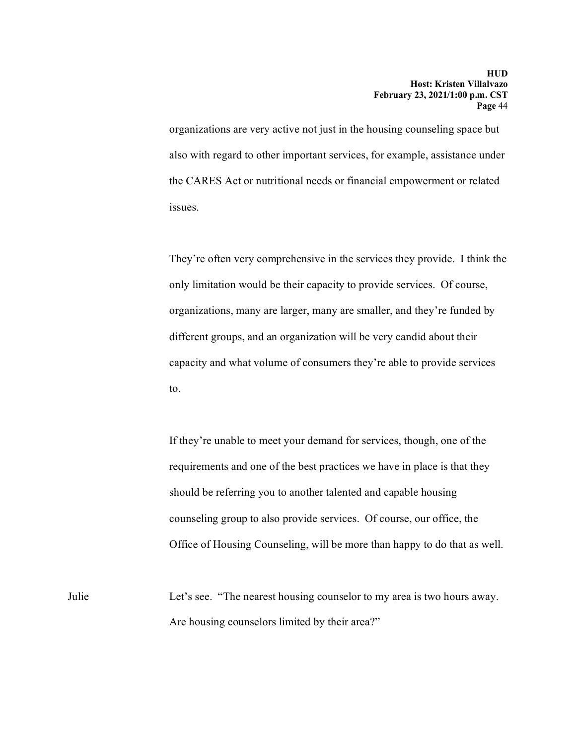organizations are very active not just in the housing counseling space but also with regard to other important services, for example, assistance under the CARES Act or nutritional needs or financial empowerment or related issues.

They're often very comprehensive in the services they provide. I think the only limitation would be their capacity to provide services. Of course, organizations, many are larger, many are smaller, and they're funded by different groups, and an organization will be very candid about their capacity and what volume of consumers they're able to provide services to.

If they're unable to meet your demand for services, though, one of the requirements and one of the best practices we have in place is that they should be referring you to another talented and capable housing counseling group to also provide services. Of course, our office, the Office of Housing Counseling, will be more than happy to do that as well.

Julie Let's see. "The nearest housing counselor to my area is two hours away. Are housing counselors limited by their area?"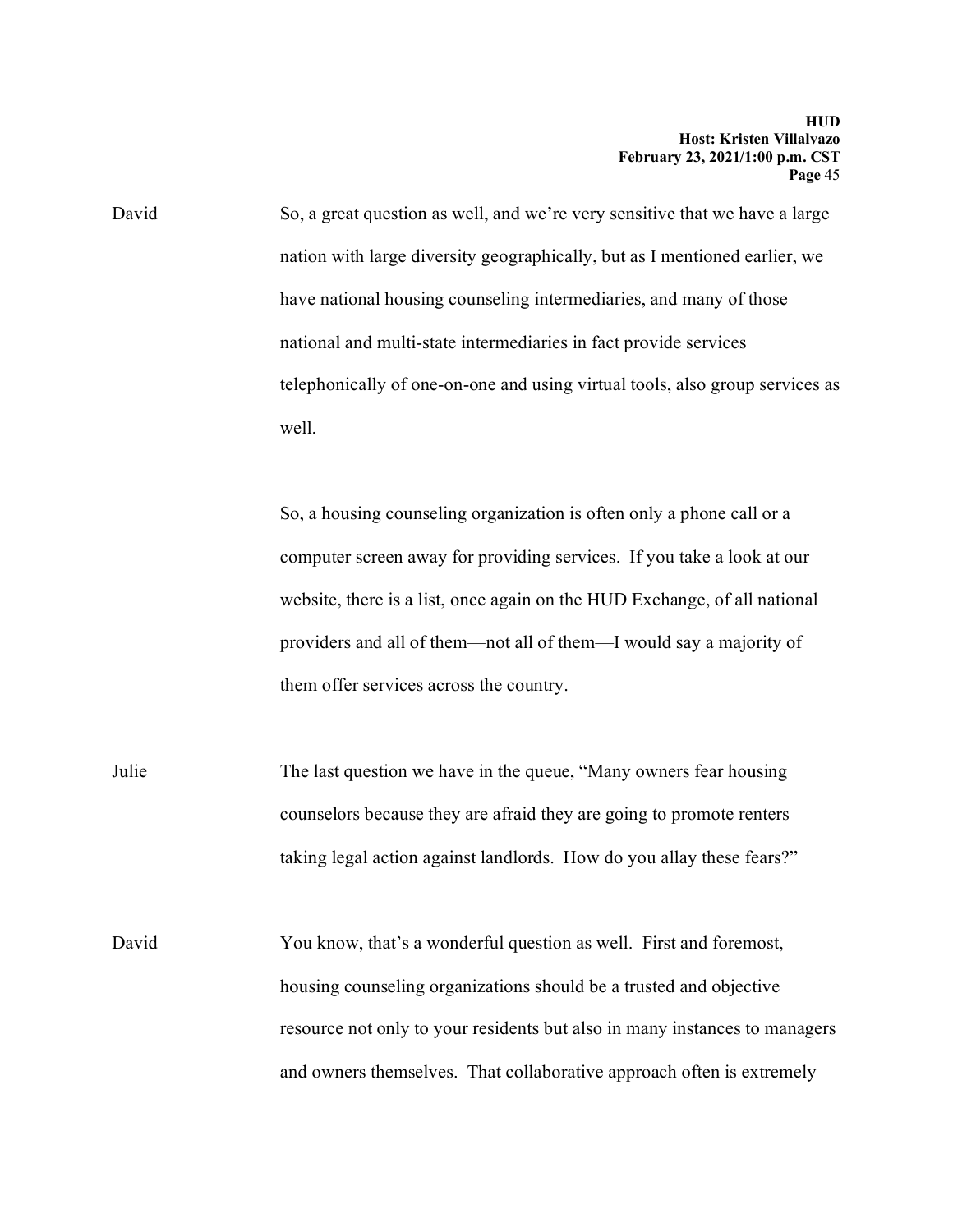David So, a great question as well, and we're very sensitive that we have a large nation with large diversity geographically, but as I mentioned earlier, we have national housing counseling intermediaries, and many of those national and multi-state intermediaries in fact provide services telephonically of one-on-one and using virtual tools, also group services as well.

So, a housing counseling organization is often only a phone call or a computer screen away for providing services. If you take a look at our website, there is a list, once again on the HUD Exchange, of all national providers and all of them—not all of them—I would say a majority of them offer services across the country.

Julie The last question we have in the queue, "Many owners fear housing counselors because they are afraid they are going to promote renters taking legal action against landlords. How do you allay these fears?"

David You know, that's a wonderful question as well. First and foremost, housing counseling organizations should be a trusted and objective resource not only to your residents but also in many instances to managers and owners themselves. That collaborative approach often is extremely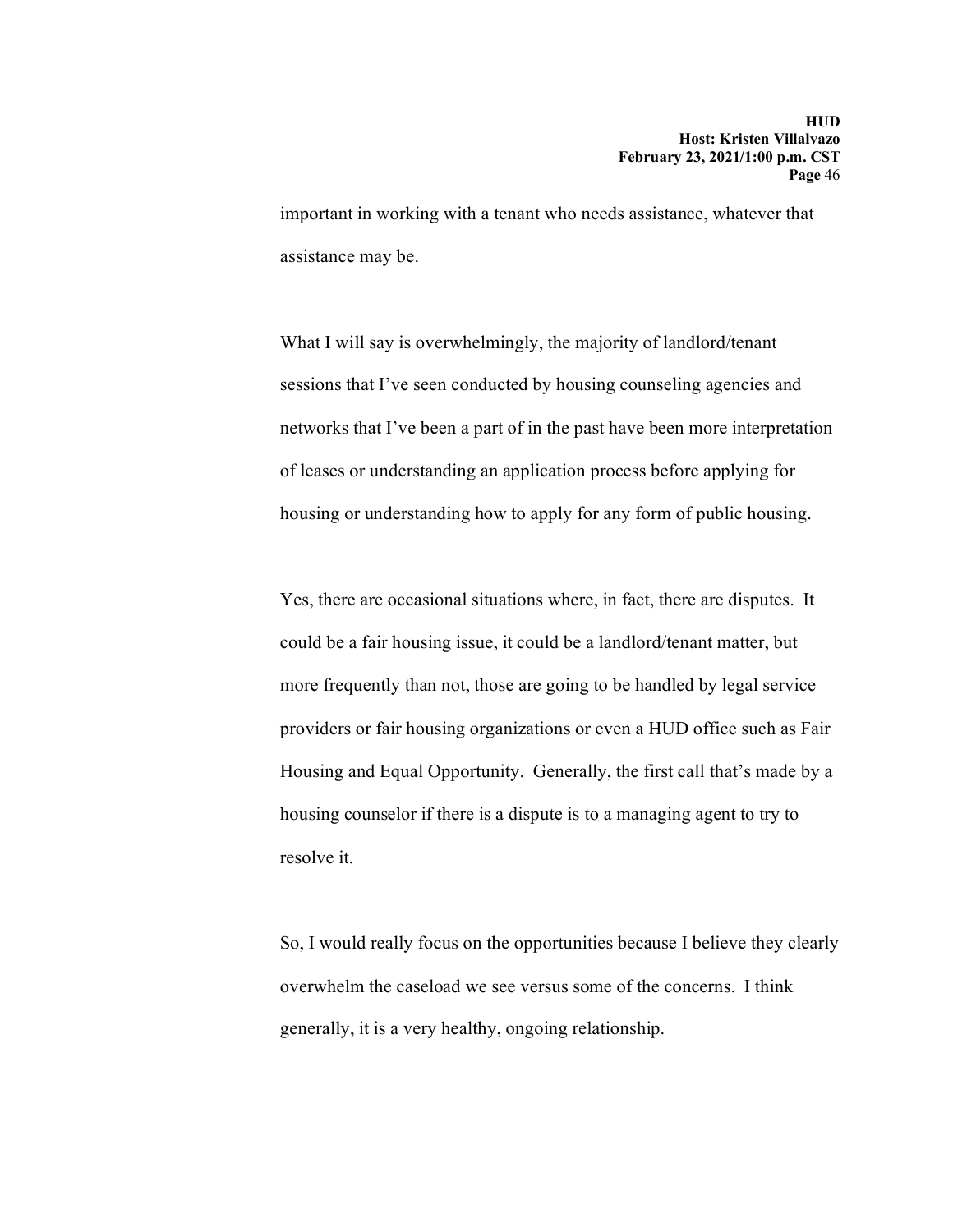important in working with a tenant who needs assistance, whatever that assistance may be.

What I will say is overwhelmingly, the majority of landlord/tenant sessions that I've seen conducted by housing counseling agencies and networks that I've been a part of in the past have been more interpretation of leases or understanding an application process before applying for housing or understanding how to apply for any form of public housing.

Yes, there are occasional situations where, in fact, there are disputes. It could be a fair housing issue, it could be a landlord/tenant matter, but more frequently than not, those are going to be handled by legal service providers or fair housing organizations or even a HUD office such as Fair Housing and Equal Opportunity. Generally, the first call that's made by a housing counselor if there is a dispute is to a managing agent to try to resolve it.

So, I would really focus on the opportunities because I believe they clearly overwhelm the caseload we see versus some of the concerns. I think generally, it is a very healthy, ongoing relationship.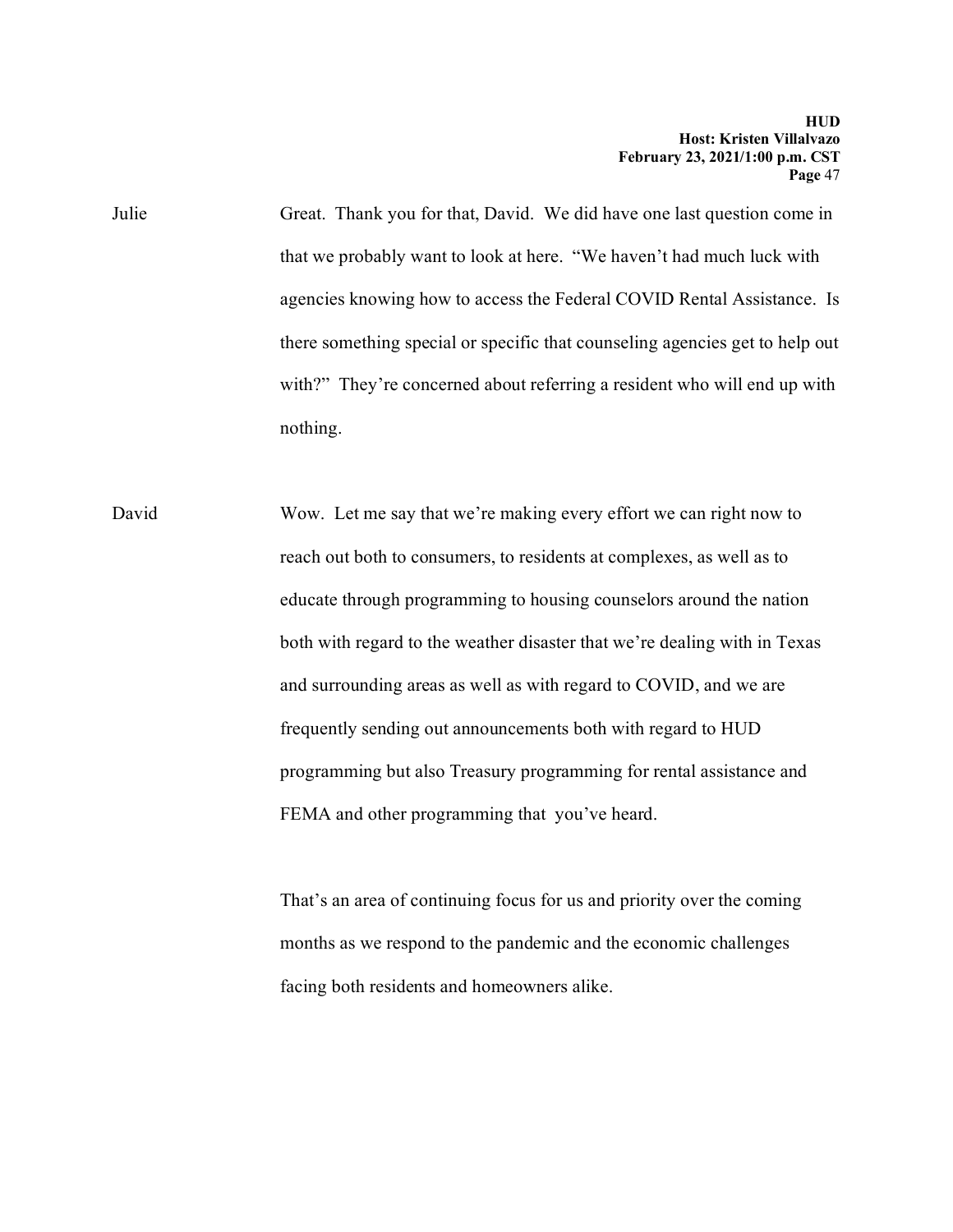Julie Great. Thank you for that, David. We did have one last question come in that we probably want to look at here. "We haven't had much luck with agencies knowing how to access the Federal COVID Rental Assistance. Is there something special or specific that counseling agencies get to help out with?" They're concerned about referring a resident who will end up with nothing.

David Wow. Let me say that we're making every effort we can right now to reach out both to consumers, to residents at complexes, as well as to educate through programming to housing counselors around the nation both with regard to the weather disaster that we're dealing with in Texas and surrounding areas as well as with regard to COVID, and we are frequently sending out announcements both with regard to HUD programming but also Treasury programming for rental assistance and FEMA and other programming that you've heard.

That's an area of continuing focus for us and priority over the coming months as we respond to the pandemic and the economic challenges facing both residents and homeowners alike.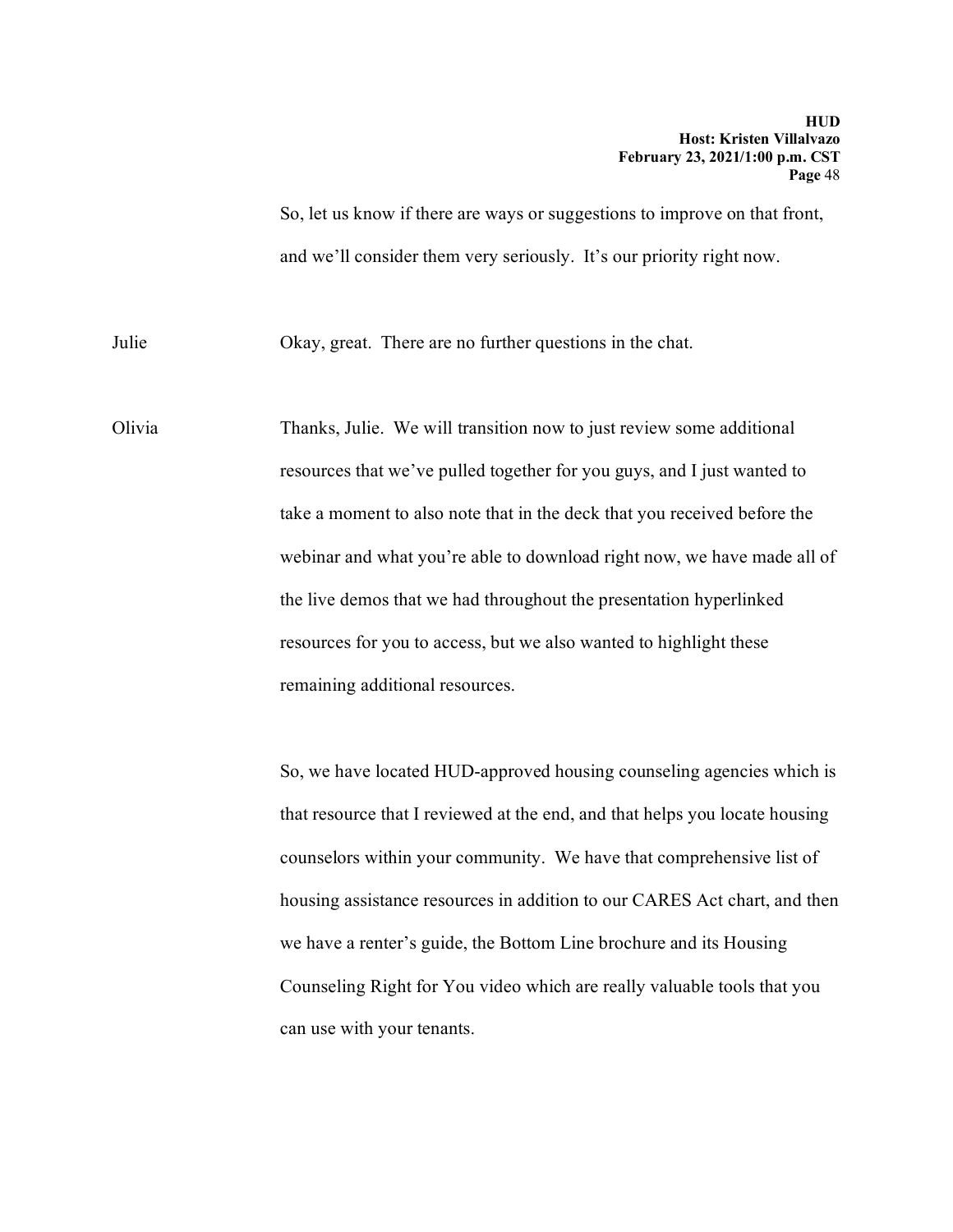So, let us know if there are ways or suggestions to improve on that front, and we'll consider them very seriously. It's our priority right now.

Julie Okay, great. There are no further questions in the chat.

Olivia Thanks, Julie. We will transition now to just review some additional resources that we've pulled together for you guys, and I just wanted to take a moment to also note that in the deck that you received before the webinar and what you're able to download right now, we have made all of the live demos that we had throughout the presentation hyperlinked resources for you to access, but we also wanted to highlight these remaining additional resources.

So, we have located HUD-approved housing counseling agencies which is that resource that I reviewed at the end, and that helps you locate housing counselors within your community. We have that comprehensive list of housing assistance resources in addition to our CARES Act chart, and then we have a renter's guide, the Bottom Line brochure and its Housing Counseling Right for You video which are really valuable tools that you can use with your tenants.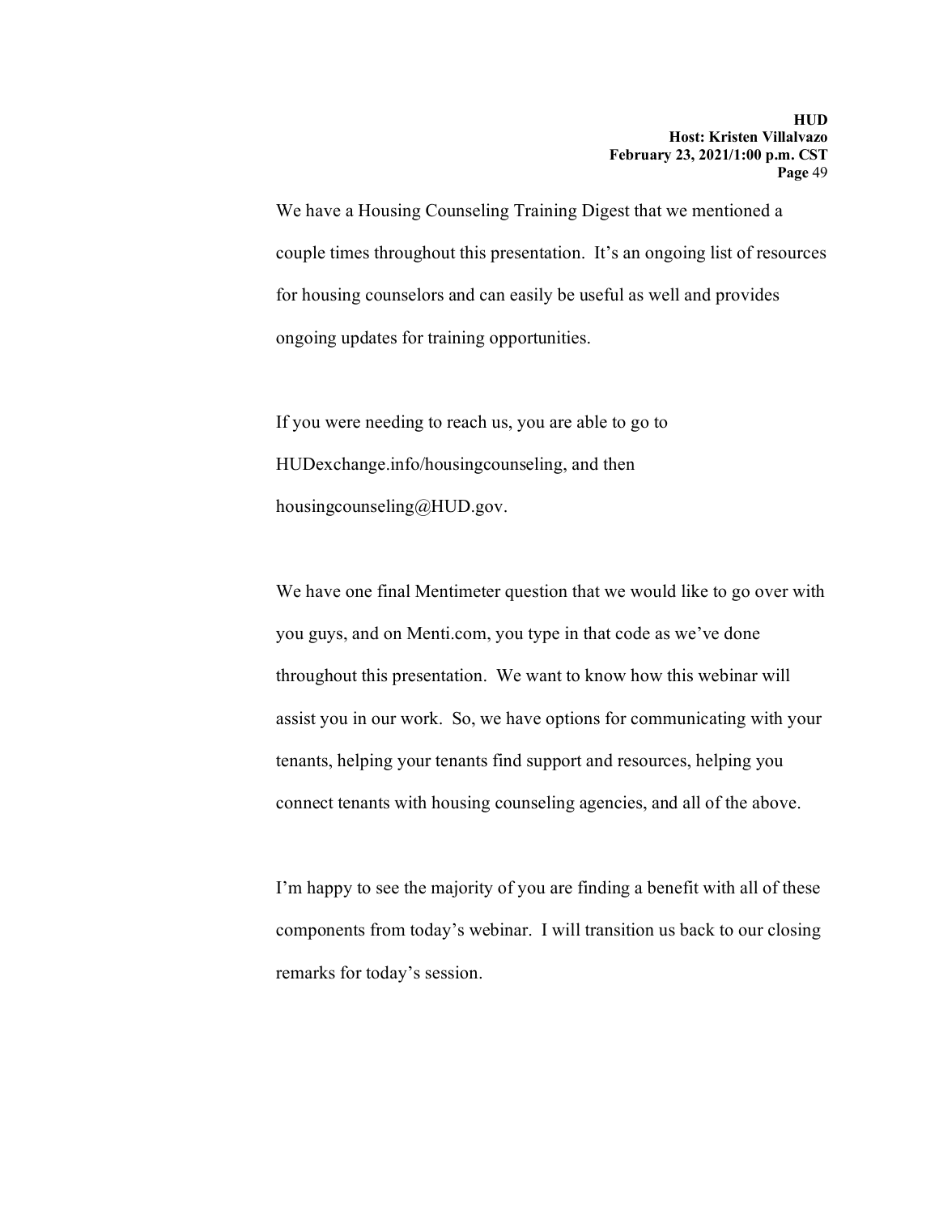We have a Housing Counseling Training Digest that we mentioned a couple times throughout this presentation. It's an ongoing list of resources for housing counselors and can easily be useful as well and provides ongoing updates for training opportunities.

If you were needing to reach us, you are able to go to HUDexchange.info/housingcounseling, and then housingcounseling@HUD.gov.

We have one final Mentimeter question that we would like to go over with you guys, and on Menti.com, you type in that code as we've done throughout this presentation. We want to know how this webinar will assist you in our work. So, we have options for communicating with your tenants, helping your tenants find support and resources, helping you connect tenants with housing counseling agencies, and all of the above.

I'm happy to see the majority of you are finding a benefit with all of these components from today's webinar. I will transition us back to our closing remarks for today's session.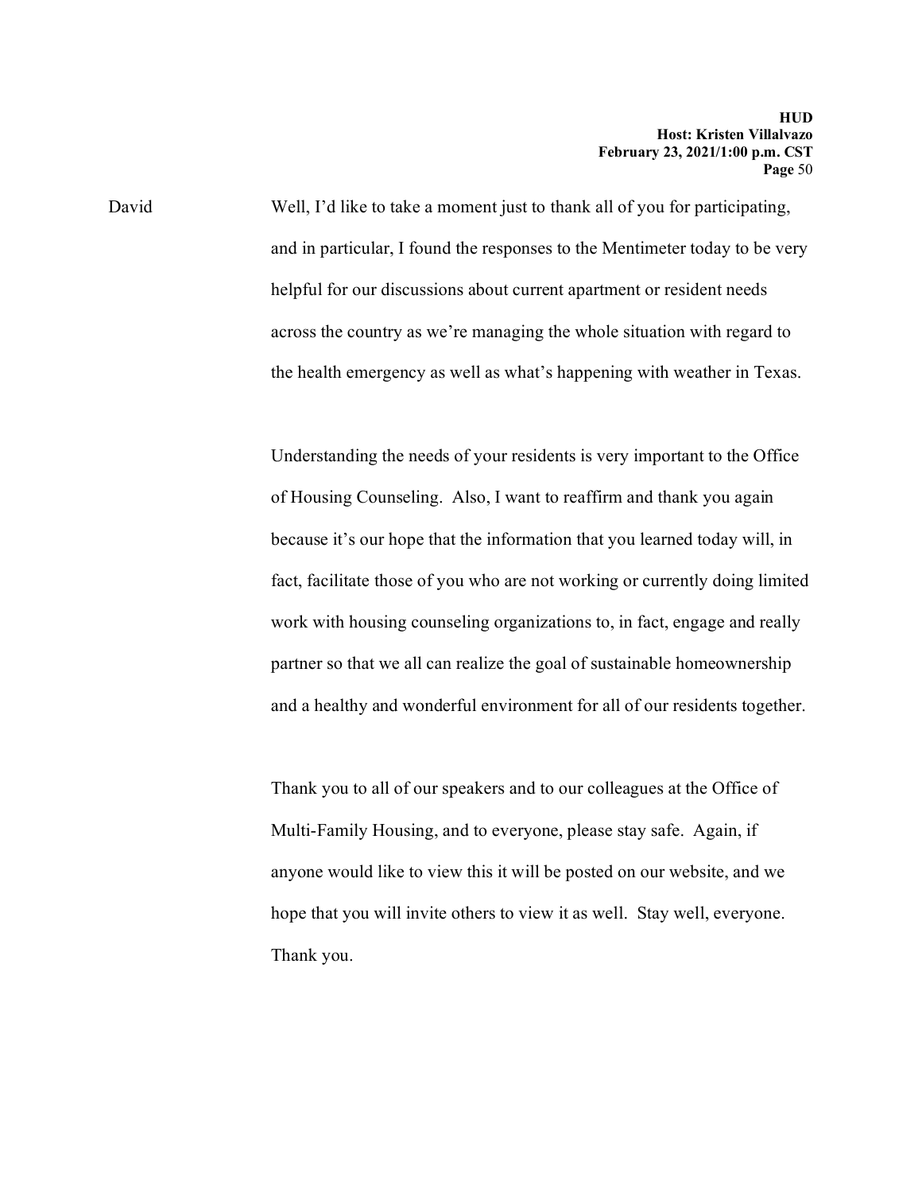David Well, I'd like to take a moment just to thank all of you for participating, and in particular, I found the responses to the Mentimeter today to be very helpful for our discussions about current apartment or resident needs across the country as we're managing the whole situation with regard to the health emergency as well as what's happening with weather in Texas.

Understanding the needs of your residents is very important to the Office of Housing Counseling. Also, I want to reaffirm and thank you again because it's our hope that the information that you learned today will, in fact, facilitate those of you who are not working or currently doing limited work with housing counseling organizations to, in fact, engage and really partner so that we all can realize the goal of sustainable homeownership and a healthy and wonderful environment for all of our residents together.

Thank you to all of our speakers and to our colleagues at the Office of Multi-Family Housing, and to everyone, please stay safe. Again, if anyone would like to view this it will be posted on our website, and we hope that you will invite others to view it as well. Stay well, everyone. Thank you.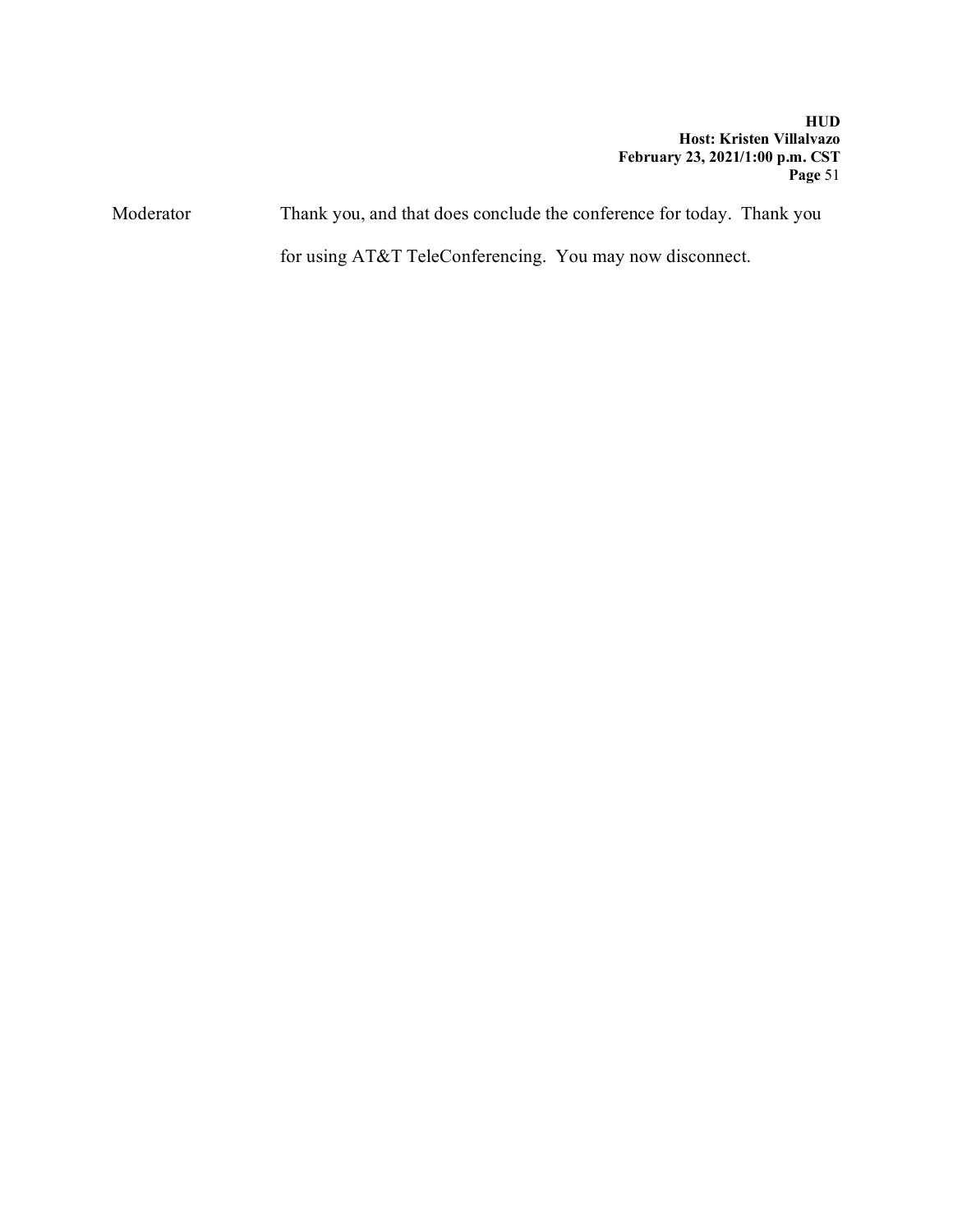Moderator Thank you, and that does conclude the conference for today. Thank you for using AT&T TeleConferencing. You may now disconnect.